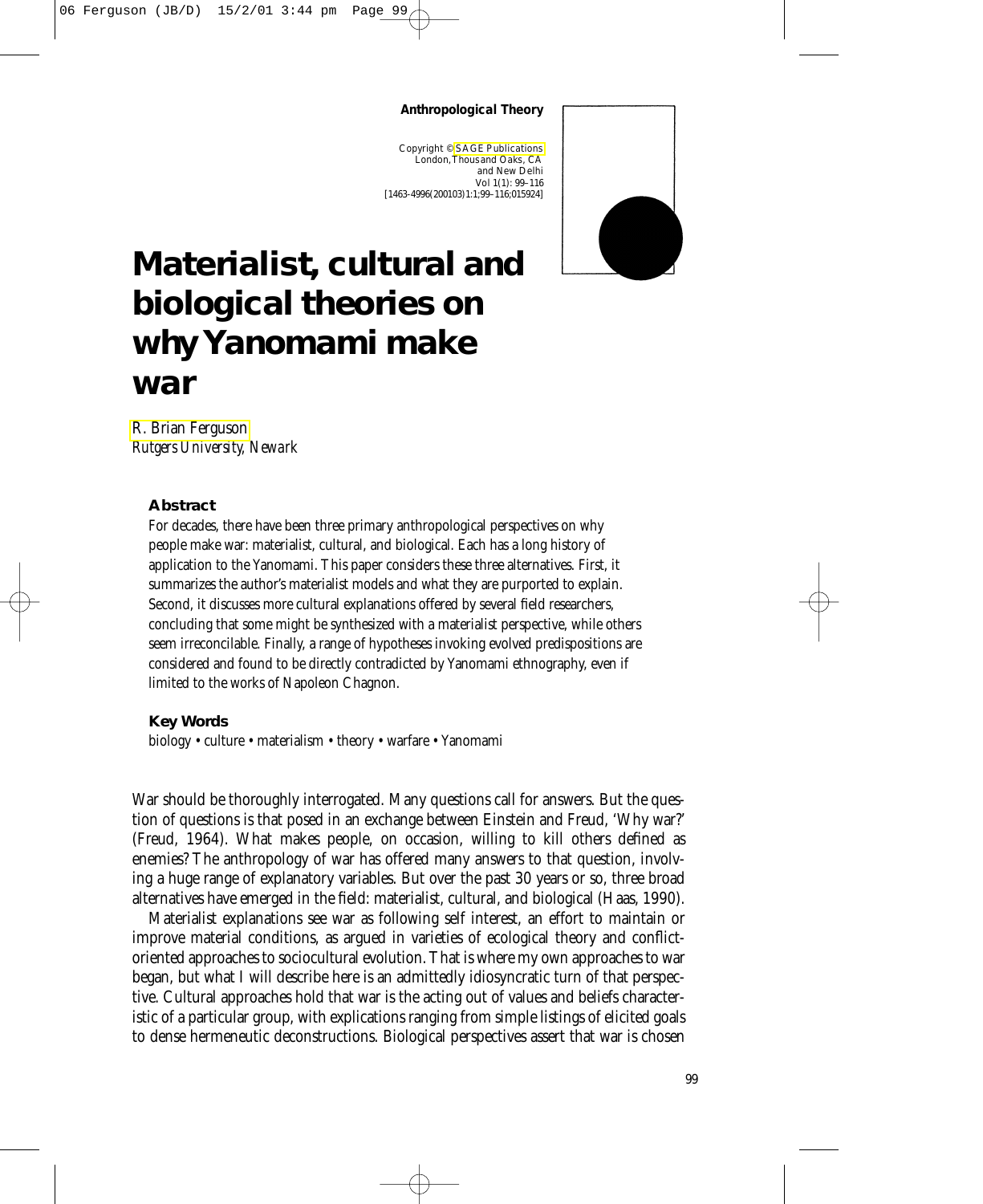**Anthropological Theory**

Copyright © SAGE Publications
London, Thousand Oaks, CA
and New Delhi
Vol 1(1): 99–116
[1463-4996(200103)1:1;99–116;015924]

# Materialist, cultural and biological theories on why Yanomami make war

R. Brian Ferguson
*Rutgers University, Newark*

### Abstract

For decades, there have been three primary anthropological perspectives on why people make war: materialist, cultural, and biological. Each has a long history of application to the Yanomami. This paper considers these three alternatives. First, it summarizes the author's materialist models and what they are purported to explain. Second, it discusses more cultural explanations offered by several field researchers, concluding that some might be synthesized with a materialist perspective, while others seem irreconcilable. Finally, a range of hypotheses invoking evolved predispositions are considered and found to be directly contradicted by Yanomami ethnography, even if limited to the works of Napoleon Chagnon.

### Key Words

biology • culture • materialism • theory • warfare • Yanomami

War should be thoroughly interrogated. Many questions call for answers. But the question of questions is that posed in an exchange between Einstein and Freud, 'Why war?' (Freud, 1964). What makes people, on occasion, willing to kill others defined as enemies? The anthropology of war has offered many answers to that question, involving a huge range of explanatory variables. But over the past 30 years or so, three broad alternatives have emerged in the field: materialist, cultural, and biological (Haas, 1990).

Materialist explanations see war as following self interest, an effort to maintain or improve material conditions, as argued in varieties of ecological theory and conflict-oriented approaches to sociocultural evolution. That is where my own approaches to war began, but what I will describe here is an admittedly idiosyncratic turn of that perspective. Cultural approaches hold that war is the acting out of values and beliefs characteristic of a particular group, with explications ranging from simple listings of elicited goals to dense hermeneutic deconstructions. Biological perspectives assert that war is chosen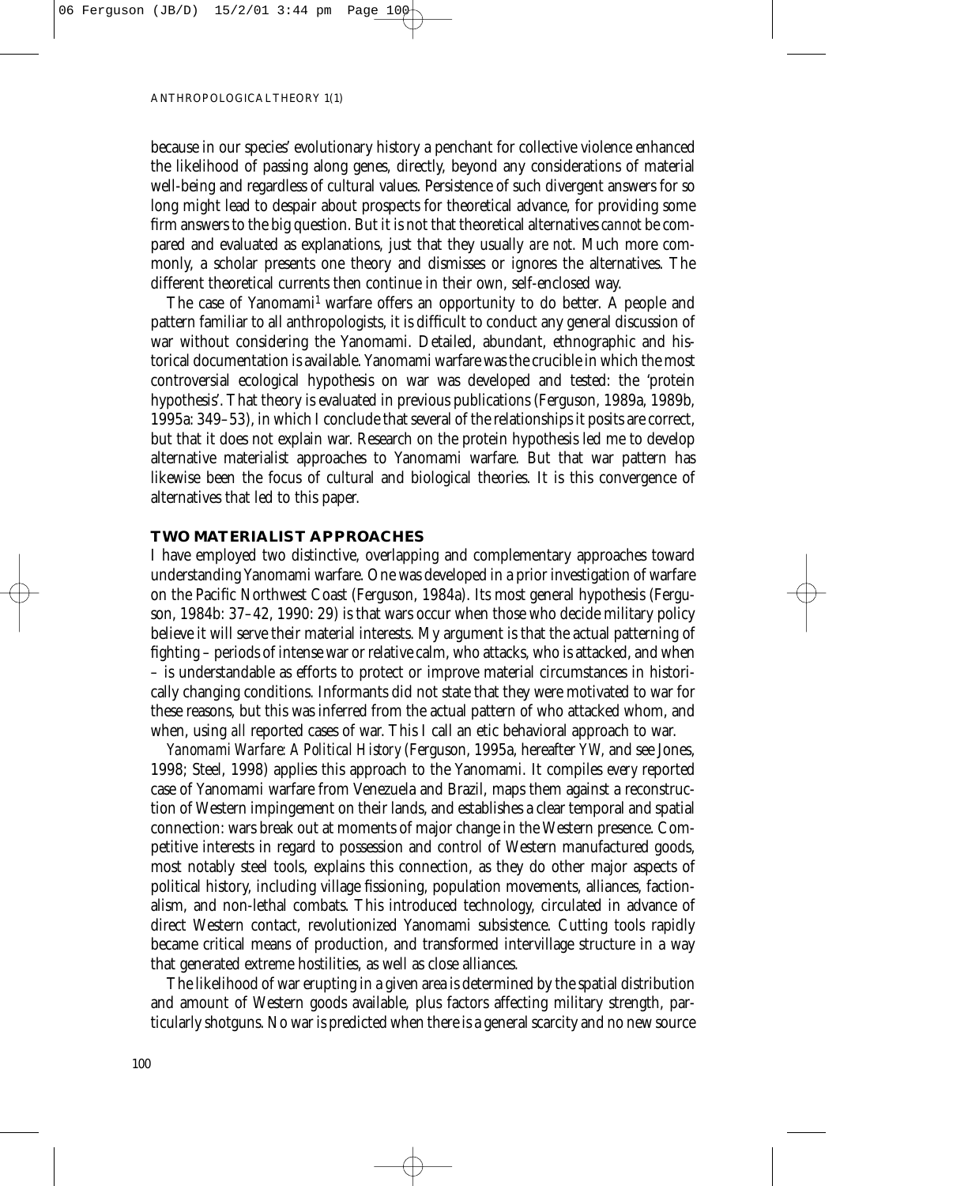because in our species' evolutionary history a penchant for collective violence enhanced the likelihood of passing along genes, directly, beyond any considerations of material well-being and regardless of cultural values. Persistence of such divergent answers for so long might lead to despair about prospects for theoretical advance, for providing some firm answers to the big question. But it is not that theoretical alternatives *cannot* be compared and evaluated as explanations, just that they usually *are not*. Much more commonly, a scholar presents one theory and dismisses or ignores the alternatives. The different theoretical currents then continue in their own, self-enclosed way.

The case of Yanomami[1] warfare offers an opportunity to do better. A people and pattern familiar to all anthropologists, it is difficult to conduct any general discussion of war without considering the Yanomami. Detailed, abundant, ethnographic and historical documentation is available. Yanomami warfare was the crucible in which the most controversial ecological hypothesis on war was developed and tested: the 'protein hypothesis'. That theory is evaluated in previous publications (Ferguson, 1989a, 1989b, 1995a: 349–53), in which I conclude that several of the relationships it posits are correct, but that it does not explain war. Research on the protein hypothesis led me to develop alternative materialist approaches to Yanomami warfare. But that war pattern has likewise been the focus of cultural and biological theories. It is this convergence of alternatives that led to this paper.

## TWO MATERIALIST APPROACHES

I have employed two distinctive, overlapping and complementary approaches toward understanding Yanomami warfare. One was developed in a prior investigation of warfare on the Pacific Northwest Coast (Ferguson, 1984a). Its most general hypothesis (Ferguson, 1984b: 37–42, 1990: 29) is that wars occur when those who decide military policy believe it will serve their material interests. My argument is that the actual patterning of fighting – periods of intense war or relative calm, who attacks, who is attacked, and when – is understandable as efforts to protect or improve material circumstances in historically changing conditions. Informants did not state that they were motivated to war for these reasons, but this was inferred from the actual pattern of who attacked whom, and when, using *all* reported cases of war. This I call an etic behavioral approach to war.

*Yanomami Warfare: A Political History* (Ferguson, 1995a, hereafter *YW*, and see Jones, 1998; Steel, 1998) applies this approach to the Yanomami. It compiles *every* reported case of Yanomami warfare from Venezuela and Brazil, maps them against a reconstruction of Western impingement on their lands, and establishes a clear temporal and spatial connection: wars break out at moments of major change in the Western presence. Competitive interests in regard to possession and control of Western manufactured goods, most notably steel tools, explains this connection, as they do other major aspects of political history, including village fissioning, population movements, alliances, factionalism, and non-lethal combats. This introduced technology, circulated in advance of direct Western contact, revolutionized Yanomami subsistence. Cutting tools rapidly became critical means of production, and transformed intervillage structure in a way that generated extreme hostilities, as well as close alliances.

The likelihood of war erupting in a given area is determined by the spatial distribution and amount of Western goods available, plus factors affecting military strength, particularly shotguns. No war is predicted when there is a general scarcity and no new source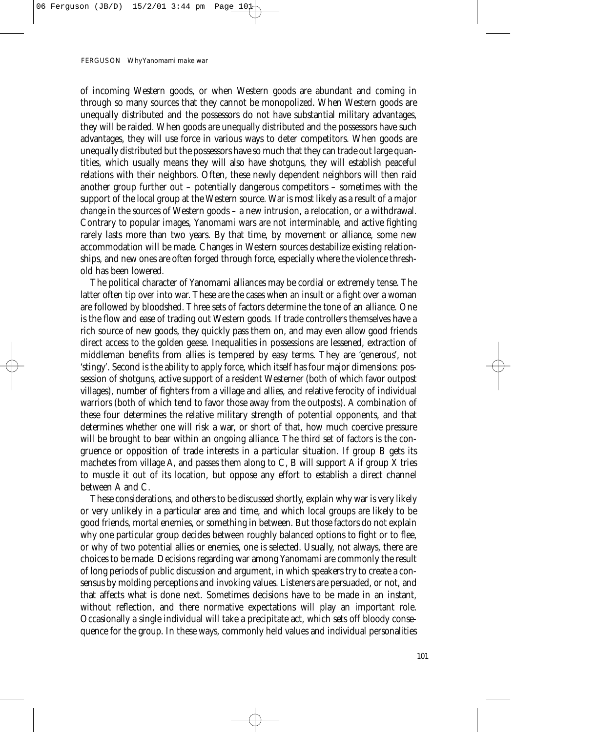of incoming Western goods, or when Western goods are abundant and coming in through so many sources that they cannot be monopolized. When Western goods are unequally distributed and the possessors do not have substantial military advantages, they will be raided. When goods are unequally distributed and the possessors have such advantages, they will use force in various ways to deter competitors. When goods are unequally distributed but the possessors have so much that they can trade out large quantities, which usually means they will also have shotguns, they will establish peaceful relations with their neighbors. Often, these newly dependent neighbors will then raid another group further out – potentially dangerous competitors – sometimes with the support of the local group at the Western source. War is most likely as a result of a major *change* in the sources of Western goods – a new intrusion, a relocation, or a withdrawal. Contrary to popular images, Yanomami wars are not interminable, and active fighting rarely lasts more than two years. By that time, by movement or alliance, some new accommodation will be made. Changes in Western sources destabilize existing relationships, and new ones are often forged through force, especially where the violence threshold has been lowered.

The political character of Yanomami alliances may be cordial or extremely tense. The latter often tip over into war. These are the cases when an insult or a fight over a woman are followed by bloodshed. Three sets of factors determine the tone of an alliance. One is the flow and ease of trading out Western goods. If trade controllers themselves have a rich source of new goods, they quickly pass them on, and may even allow good friends direct access to the golden geese. Inequalities in possessions are lessened, extraction of middleman benefits from allies is tempered by easy terms. They are 'generous', not 'stingy'. Second is the ability to apply force, which itself has four major dimensions: possession of shotguns, active support of a resident Westerner (both of which favor outpost villages), number of fighters from a village and allies, and relative ferocity of individual warriors (both of which tend to favor those away from the outposts). A combination of these four determines the relative military strength of potential opponents, and that determines whether one will risk a war, or short of that, how much coercive pressure will be brought to bear within an ongoing alliance. The third set of factors is the congruence or opposition of trade interests in a particular situation. If group B gets its machetes from village A, and passes them along to C, B will support A if group X tries to muscle it out of its location, but oppose any effort to establish a direct channel between A and C.

These considerations, and others to be discussed shortly, explain why war is very likely or very unlikely in a particular area and time, and which local groups are likely to be good friends, mortal enemies, or something in between. But those factors do not explain why one particular group decides between roughly balanced options to fight or to flee, or why of two potential allies or enemies, one is selected. Usually, not always, there are choices to be made. Decisions regarding war among Yanomami are commonly the result of long periods of public discussion and argument, in which speakers try to create a consensus by molding perceptions and invoking values. Listeners are persuaded, or not, and that affects what is done next. Sometimes decisions have to be made in an instant, without reflection, and there normative expectations will play an important role. Occasionally a single individual will take a precipitate act, which sets off bloody consequence for the group. In these ways, commonly held values and individual personalities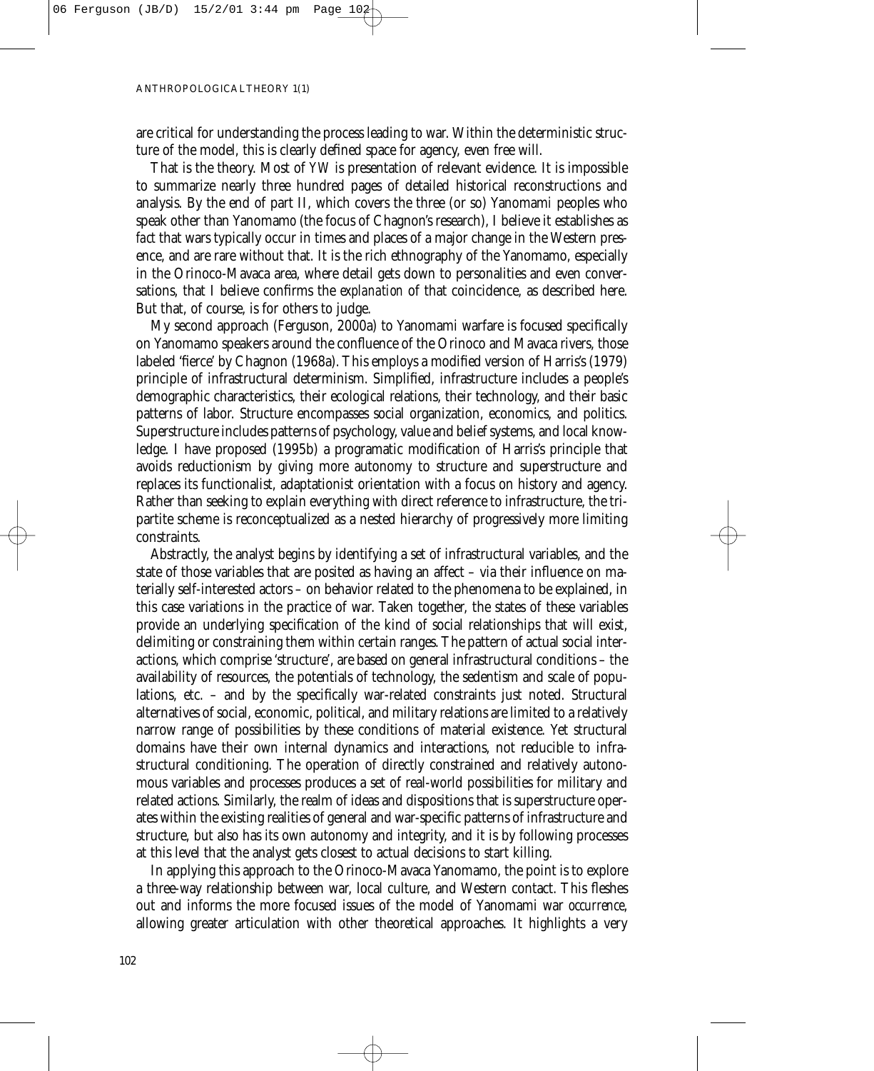are critical for understanding the process leading to war. Within the deterministic structure of the model, this is clearly defined space for agency, even free will.

That is the theory. Most of *YW* is presentation of relevant evidence. It is impossible to summarize nearly three hundred pages of detailed historical reconstructions and analysis. By the end of part II, which covers the three (or so) Yanomami peoples who speak other than Yanomamo (the focus of Chagnon's research), I believe it establishes as *fact* that wars typically occur in times and places of a major change in the Western presence, and are rare without that. It is the rich ethnography of the Yanomamo, especially in the Orinoco-Mavaca area, where detail gets down to personalities and even conversations, that I believe confirms the *explanation* of that coincidence, as described here. But that, of course, is for others to judge.

My second approach (Ferguson, 2000a) to Yanomami warfare is focused specifically on Yanomamo speakers around the confluence of the Orinoco and Mavaca rivers, those labeled 'fierce' by Chagnon (1968a). This employs a modified version of Harris's (1979) principle of infrastructural determinism. Simplified, infrastructure includes a people's demographic characteristics, their ecological relations, their technology, and their basic patterns of labor. Structure encompasses social organization, economics, and politics. Superstructure includes patterns of psychology, value and belief systems, and local knowledge. I have proposed (1995b) a programatic modification of Harris's principle that avoids reductionism by giving more autonomy to structure and superstructure and replaces its functionalist, adaptationist orientation with a focus on history and agency. Rather than seeking to explain everything with direct reference to infrastructure, the tripartite scheme is reconceptualized as a nested hierarchy of progressively more limiting constraints.

Abstractly, the analyst begins by identifying a set of infrastructural variables, and the state of those variables that are posited as having an affect – via their influence on materially self-interested actors – on behavior related to the phenomena to be explained, in this case variations in the practice of war. Taken together, the states of these variables provide an underlying specification of the kind of social relationships that will exist, delimiting or constraining them within certain ranges. The pattern of actual social interactions, which comprise 'structure', are based on general infrastructural conditions – the availability of resources, the potentials of technology, the sedentism and scale of populations, etc. – and by the specifically war-related constraints just noted. Structural alternatives of social, economic, political, and military relations are limited to a relatively narrow range of possibilities by these conditions of material existence. Yet structural domains have their own internal dynamics and interactions, not reducible to infrastructural conditioning. The operation of directly constrained and relatively autonomous variables and processes produces a set of real-world possibilities for military and related actions. Similarly, the realm of ideas and dispositions that is superstructure operates within the existing realities of general and war-specific patterns of infrastructure and structure, but also has its own autonomy and integrity, and it is by following processes at this level that the analyst gets closest to actual decisions to start killing.

In applying this approach to the Orinoco-Mavaca Yanomamo, the point is to explore a three-way relationship between war, local culture, and Western contact. This fleshes out and informs the more focused issues of the model of Yanomami war *occurrence*, allowing greater articulation with other theoretical approaches. It highlights a very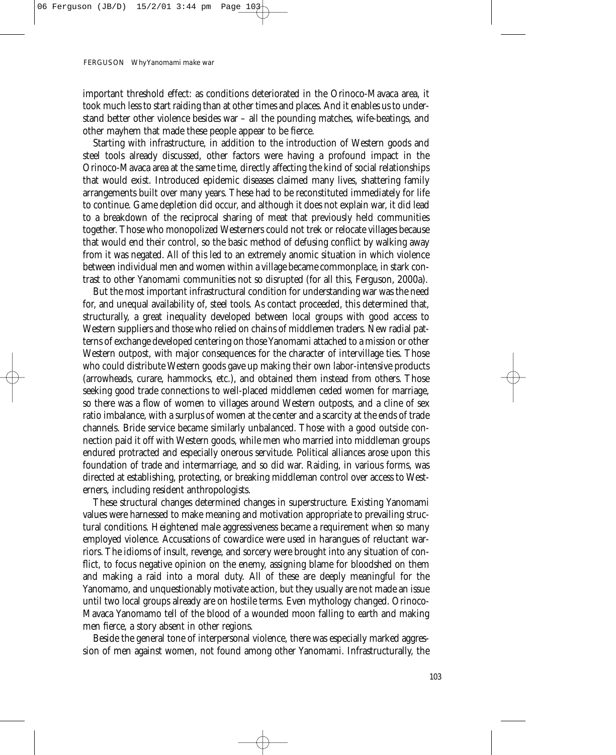important threshold effect: as conditions deteriorated in the Orinoco-Mavaca area, it took much less to start raiding than at other times and places. And it enables us to understand better other violence besides war – all the pounding matches, wife-beatings, and other mayhem that made these people appear to be fierce.

Starting with infrastructure, in addition to the introduction of Western goods and steel tools already discussed, other factors were having a profound impact in the Orinoco-Mavaca area at the same time, directly affecting the kind of social relationships that would exist. Introduced epidemic diseases claimed many lives, shattering family arrangements built over many years. These had to be reconstituted immediately for life to continue. Game depletion did occur, and although it does not explain war, it did lead to a breakdown of the reciprocal sharing of meat that previously held communities together. Those who monopolized Westerners could not trek or relocate villages because that would end their control, so the basic method of defusing conflict by walking away from it was negated. All of this led to an extremely anomic situation in which violence between individual men and women within a village became commonplace, in stark contrast to other Yanomami communities not so disrupted (for all this, Ferguson, 2000a).

But the most important infrastructural condition for understanding war was the need for, and unequal availability of, steel tools. As contact proceeded, this determined that, structurally, a great inequality developed between local groups with good access to Western suppliers and those who relied on chains of middlemen traders. New radial patterns of exchange developed centering on those Yanomami attached to a mission or other Western outpost, with major consequences for the character of intervillage ties. Those who could distribute Western goods gave up making their own labor-intensive products (arrowheads, curare, hammocks, etc.), and obtained them instead from others. Those seeking good trade connections to well-placed middlemen ceded women for marriage, so there was a flow of women to villages around Western outposts, and a cline of sex ratio imbalance, with a surplus of women at the center and a scarcity at the ends of trade channels. Bride service became similarly unbalanced. Those with a good outside connection paid it off with Western goods, while men who married into middleman groups endured protracted and especially onerous servitude. Political alliances arose upon this foundation of trade and intermarriage, and so did war. Raiding, in various forms, was directed at establishing, protecting, or breaking middleman control over access to Westerners, including resident anthropologists.

These structural changes determined changes in superstructure. Existing Yanomami values were harnessed to make meaning and motivation appropriate to prevailing structural conditions. Heightened male aggressiveness became a requirement when so many employed violence. Accusations of cowardice were used in harangues of reluctant warriors. The idioms of insult, revenge, and sorcery were brought into any situation of conflict, to focus negative opinion on the enemy, assigning blame for bloodshed on them and making a raid into a moral duty. All of these are deeply meaningful for the Yanomamo, and unquestionably motivate action, but they usually are not made an issue until two local groups already are on hostile terms. Even mythology changed. Orinoco-Mavaca Yanomamo tell of the blood of a wounded moon falling to earth and making men fierce, a story absent in other regions.

Beside the general tone of interpersonal violence, there was especially marked aggression of men against women, not found among other Yanomami. Infrastructurally, the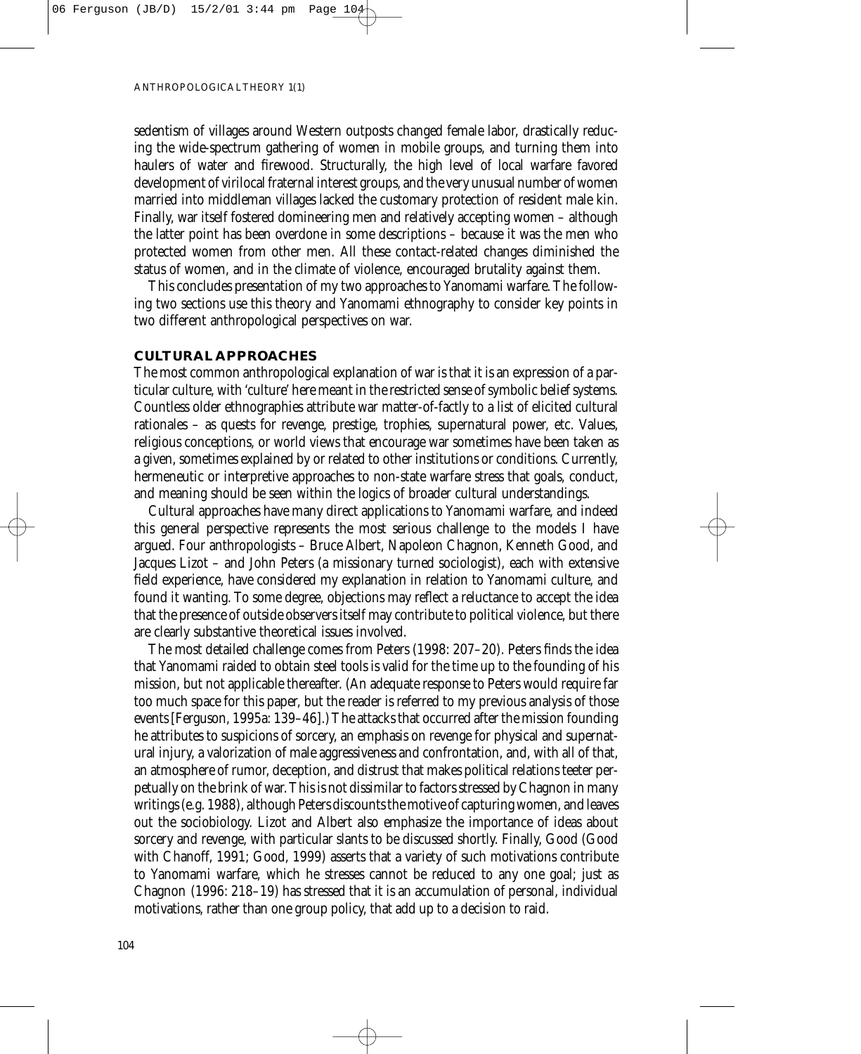sedentism of villages around Western outposts changed female labor, drastically reducing the wide-spectrum gathering of women in mobile groups, and turning them into haulers of water and firewood. Structurally, the high level of local warfare favored development of virilocal fraternal interest groups, and the very unusual number of women married into middleman villages lacked the customary protection of resident male kin. Finally, war itself fostered domineering men and relatively accepting women – although the latter point has been overdone in some descriptions – because it was the men who protected women from other men. All these contact-related changes diminished the status of women, and in the climate of violence, encouraged brutality against them.

This concludes presentation of my two approaches to Yanomami warfare. The following two sections use this theory and Yanomami ethnography to consider key points in two different anthropological perspectives on war.

## CULTURAL APPROACHES

The most common anthropological explanation of war is that it is an expression of a particular culture, with 'culture' here meant in the restricted sense of symbolic belief systems. Countless older ethnographies attribute war matter-of-factly to a list of elicited cultural rationales – as quests for revenge, prestige, trophies, supernatural power, etc. Values, religious conceptions, or world views that encourage war sometimes have been taken as a given, sometimes explained by or related to other institutions or conditions. Currently, hermeneutic or interpretive approaches to non-state warfare stress that goals, conduct, and meaning should be seen within the logics of broader cultural understandings.

Cultural approaches have many direct applications to Yanomami warfare, and indeed this general perspective represents the most serious challenge to the models I have argued. Four anthropologists – Bruce Albert, Napoleon Chagnon, Kenneth Good, and Jacques Lizot – and John Peters (a missionary turned sociologist), each with extensive field experience, have considered my explanation in relation to Yanomami culture, and found it wanting. To some degree, objections may reflect a reluctance to accept the idea that the presence of outside observers itself may contribute to political violence, but there are clearly substantive theoretical issues involved.

The most detailed challenge comes from Peters (1998: 207–20). Peters finds the idea that Yanomami raided to obtain steel tools is valid for the time up to the founding of his mission, but not applicable thereafter. (An adequate response to Peters would require far too much space for this paper, but the reader is referred to my previous analysis of those events [Ferguson, 1995a: 139–46].) The attacks that occurred after the mission founding he attributes to suspicions of sorcery, an emphasis on revenge for physical and supernatural injury, a valorization of male aggressiveness and confrontation, and, with all of that, an atmosphere of rumor, deception, and distrust that makes political relations teeter perpetually on the brink of war. This is not dissimilar to factors stressed by Chagnon in many writings (e.g. 1988), although Peters discounts the motive of capturing women, and leaves out the sociobiology. Lizot and Albert also emphasize the importance of ideas about sorcery and revenge, with particular slants to be discussed shortly. Finally, Good (Good with Chanoff, 1991; Good, 1999) asserts that a variety of such motivations contribute to Yanomami warfare, which he stresses cannot be reduced to any one goal; just as Chagnon (1996: 218–19) has stressed that it is an accumulation of personal, individual motivations, rather than one group policy, that add up to a decision to raid.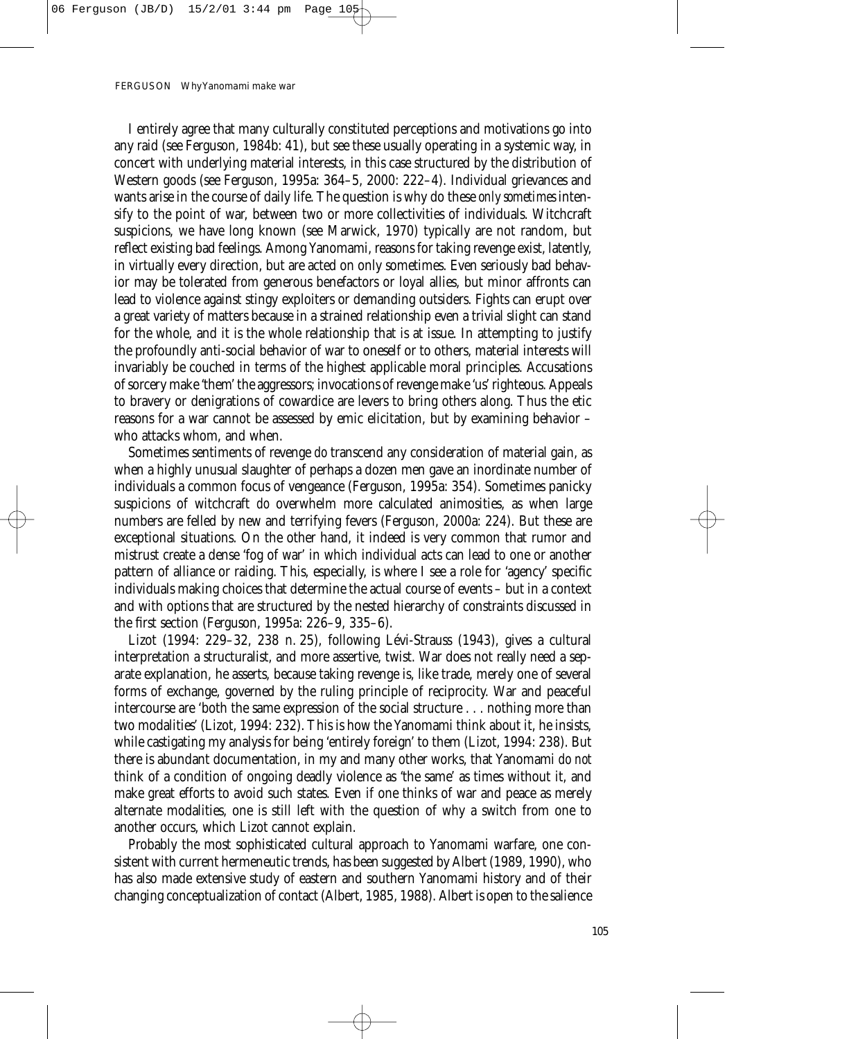I entirely agree that many culturally constituted perceptions and motivations go into any raid (see Ferguson, 1984b: 41), but see these usually operating in a systemic way, in concert with underlying material interests, in this case structured by the distribution of Western goods (see Ferguson, 1995a: 364–5, 2000: 222–4). Individual grievances and wants arise in the course of daily life. The question is why do these *only sometimes* intensify to the point of war, between two or more collectivities of individuals. Witchcraft suspicions, we have long known (see Marwick, 1970) typically are not random, but reflect existing bad feelings. Among Yanomami, reasons for taking revenge exist, latently, in virtually every direction, but are acted on only sometimes. Even seriously bad behavior may be tolerated from generous benefactors or loyal allies, but minor affronts can lead to violence against stingy exploiters or demanding outsiders. Fights can erupt over a great variety of matters because in a strained relationship even a trivial slight can stand for the whole, and it is the whole relationship that is at issue. In attempting to justify the profoundly anti-social behavior of war to oneself or to others, material interests will invariably be couched in terms of the highest applicable moral principles. Accusations of sorcery make 'them' the aggressors; invocations of revenge make 'us' righteous. Appeals to bravery or denigrations of cowardice are levers to bring others along. Thus the etic reasons for a war cannot be assessed by emic elicitation, but by examining behavior – who attacks whom, and when.

Sometimes sentiments of revenge *do* transcend any consideration of material gain, as when a highly unusual slaughter of perhaps a dozen men gave an inordinate number of individuals a common focus of vengeance (Ferguson, 1995a: 354). Sometimes panicky suspicions of witchcraft *do* overwhelm more calculated animosities, as when large numbers are felled by new and terrifying fevers (Ferguson, 2000a: 224). But these are exceptional situations. On the other hand, it indeed is very common that rumor and mistrust create a dense 'fog of war' in which individual acts can lead to one or another pattern of alliance or raiding. This, especially, is where I see a role for 'agency' specific individuals making choices that determine the actual course of events – but in a context and with options that are structured by the nested hierarchy of constraints discussed in the first section (Ferguson, 1995a: 226–9, 335–6).

Lizot (1994: 229–32, 238 n. 25), following Lévi-Strauss (1943), gives a cultural interpretation a structuralist, and more assertive, twist. War does not really need a separate explanation, he asserts, because taking revenge is, like trade, merely one of several forms of exchange, governed by the ruling principle of reciprocity. War and peaceful intercourse are 'both the same expression of the social structure . . . nothing more than two modalities' (Lizot, 1994: 232). This is how the Yanomami think about it, he insists, while castigating my analysis for being 'entirely foreign' to them (Lizot, 1994: 238). But there is abundant documentation, in my and many other works, that Yanomami *do not* think of a condition of ongoing deadly violence as 'the same' as times without it, and make great efforts to avoid such states. Even if one thinks of war and peace as merely alternate modalities, one is still left with the question of why a switch from one to another occurs, which Lizot cannot explain.

Probably the most sophisticated cultural approach to Yanomami warfare, one consistent with current hermeneutic trends, has been suggested by Albert (1989, 1990), who has also made extensive study of eastern and southern Yanomami history and of their changing conceptualization of contact (Albert, 1985, 1988). Albert is open to the salience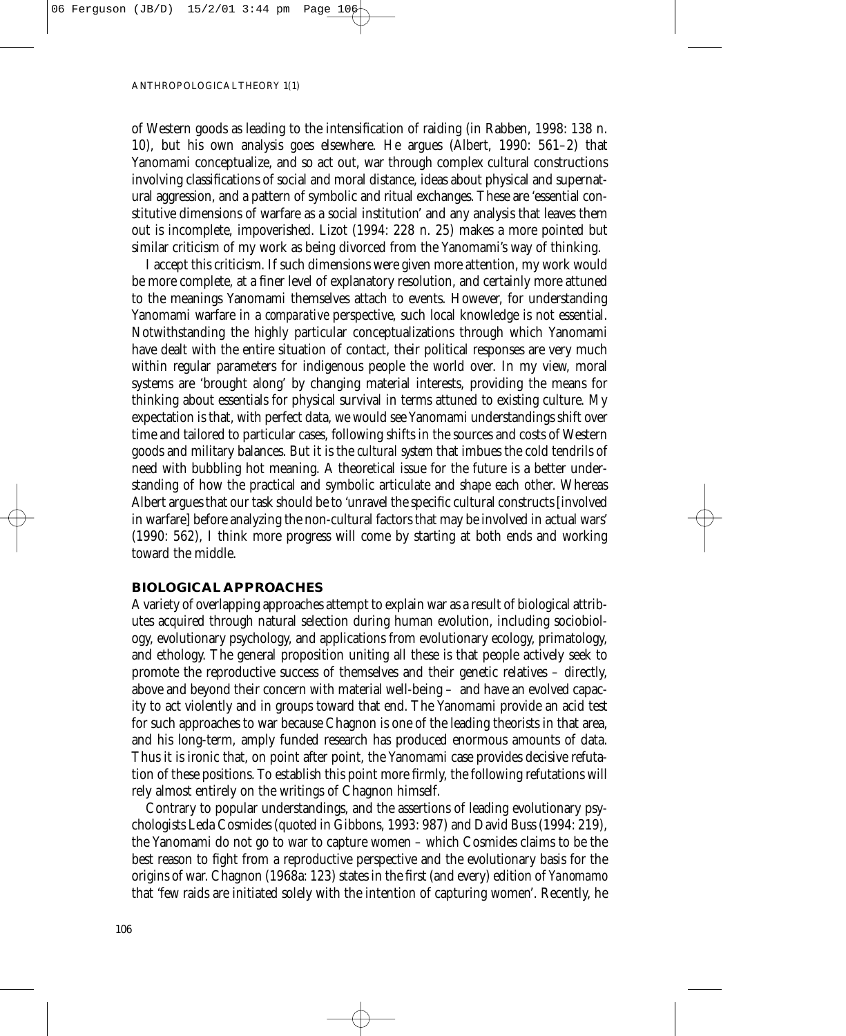of Western goods as leading to the intensification of raiding (in Rabben, 1998: 138 n. 10), but his own analysis goes elsewhere. He argues (Albert, 1990: 561–2) that Yanomami conceptualize, and so act out, war through complex cultural constructions involving classifications of social and moral distance, ideas about physical and supernatural aggression, and a pattern of symbolic and ritual exchanges. These are 'essential constitutive dimensions of warfare as a social institution' and any analysis that leaves them out is incomplete, impoverished. Lizot (1994: 228 n. 25) makes a more pointed but similar criticism of my work as being divorced from the Yanomami's way of thinking.

I accept this criticism. If such dimensions were given more attention, my work would be more complete, at a finer level of explanatory resolution, and certainly more attuned to the meanings Yanomami themselves attach to events. However, for understanding Yanomami warfare in a *comparative* perspective, such local knowledge is not essential. Notwithstanding the highly particular conceptualizations through which Yanomami have dealt with the entire situation of contact, their political responses are very much within regular parameters for indigenous people the world over. In my view, moral systems are 'brought along' by changing material interests, providing the means for thinking about essentials for physical survival in terms attuned to existing culture. My expectation is that, with perfect data, we would see Yanomami understandings shift over time and tailored to particular cases, following shifts in the sources and costs of Western goods and military balances. But it is the *cultural system* that imbues the cold tendrils of need with bubbling hot meaning. A theoretical issue for the future is a better understanding of how the practical and symbolic articulate and shape each other. Whereas Albert argues that our task should be to 'unravel the specific cultural constructs [involved in warfare] before analyzing the non-cultural factors that may be involved in actual wars' (1990: 562), I think more progress will come by starting at both ends and working toward the middle.

## BIOLOGICAL APPROACHES

A variety of overlapping approaches attempt to explain war as a result of biological attributes acquired through natural selection during human evolution, including sociobiology, evolutionary psychology, and applications from evolutionary ecology, primatology, and ethology. The general proposition uniting all these is that people actively seek to promote the reproductive success of themselves and their genetic relatives – directly, above and beyond their concern with material well-being – and have an evolved capacity to act violently and in groups toward that end. The Yanomami provide an acid test for such approaches to war because Chagnon is one of the leading theorists in that area, and his long-term, amply funded research has produced enormous amounts of data. Thus it is ironic that, on point after point, the Yanomami case provides decisive refutation of these positions. To establish this point more firmly, the following refutations will rely almost entirely on the writings of Chagnon himself.

Contrary to popular understandings, and the assertions of leading evolutionary psychologists Leda Cosmides (quoted in Gibbons, 1993: 987) and David Buss (1994: 219), the Yanomami do not go to war to capture women – which Cosmides claims to be the best reason to fight from a reproductive perspective and the evolutionary basis for the origins of war. Chagnon (1968a: 123) states in the first (and every) edition of *Yanomamo* that 'few raids are initiated solely with the intention of capturing women'. Recently, he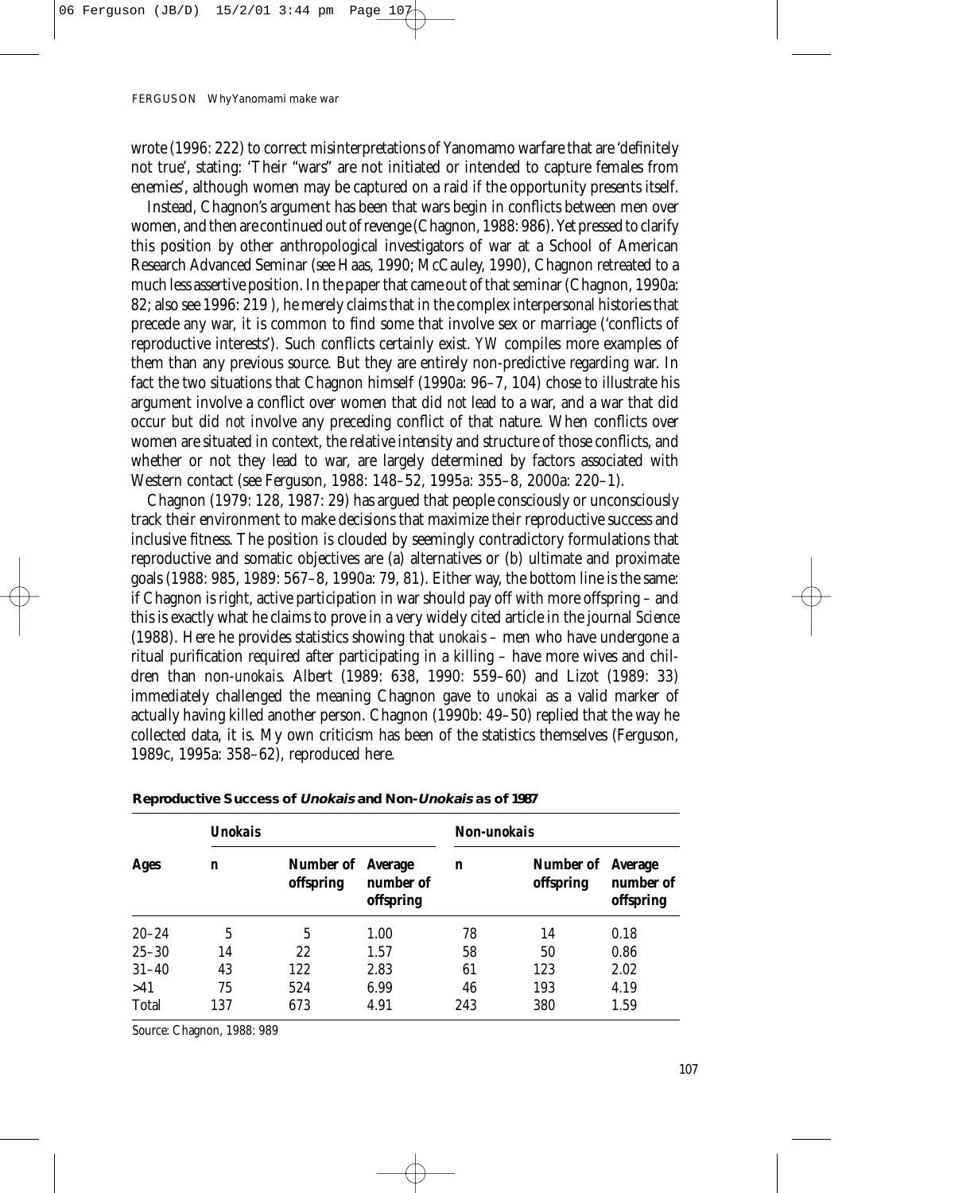wrote (1996: 222) to correct misinterpretations of Yanomamo warfare that are 'definitely not true', stating: 'Their "wars" are not initiated or intended to capture females from enemies', although women may be captured on a raid if the opportunity presents itself.

Instead, Chagnon's argument has been that wars begin in conflicts between men over women, and then are continued out of revenge (Chagnon, 1988: 986). Yet pressed to clarify this position by other anthropological investigators of war at a School of American Research Advanced Seminar (see Haas, 1990; McCauley, 1990), Chagnon retreated to a much less assertive position. In the paper that came out of that seminar (Chagnon, 1990a: 82; also see 1996: 219 ), he merely claims that in the complex interpersonal histories that precede any war, it is common to find some that involve sex or marriage ('conflicts of reproductive interests'). Such conflicts certainly exist. YW compiles more examples of them than any previous source. But they are entirely non-predictive regarding war. In fact the two situations that Chagnon himself (1990a: 96–7, 104) chose to illustrate his argument involve a conflict over women that did *not* lead to a war, and a war that did occur but did *not* involve any preceding conflict of that nature. When conflicts over women are situated in context, the relative intensity and structure of those conflicts, and whether or not they lead to war, are largely determined by factors associated with Western contact (see Ferguson, 1988: 148–52, 1995a: 355–8, 2000a: 220–1).

Chagnon (1979: 128, 1987: 29) has argued that people consciously or unconsciously track their environment to make decisions that maximize their reproductive success and inclusive fitness. The position is clouded by seemingly contradictory formulations that reproductive and somatic objectives are (a) alternatives or (b) ultimate and proximate goals (1988: 985, 1989: 567–8, 1990a: 79, 81). Either way, the bottom line is the same: if Chagnon is right, active participation in war should pay off with more offspring – and this is exactly what he claims to prove in a very widely cited article in the journal *Science* (1988). Here he provides statistics showing that *unokais* – men who have undergone a ritual purification required after participating in a killing – have more wives and children than non-*unokais*. Albert (1989: 638, 1990: 559–60) and Lizot (1989: 33) immediately challenged the meaning Chagnon gave to *unokai* as a valid marker of actually having killed another person. Chagnon (1990b: 49–50) replied that the way he collected data, it is. My own criticism has been of the statistics themselves (Ferguson, 1989c, 1995a: 358–62), reproduced here.

**Reproductive Success of *Unokais* and Non-*Unokais* as of 1987**

| | *Unokais* | | | *Non-unokais* | | |
|---|---|---|---|---|---|---|
| **Ages** | **n** | **Number of offspring** | **Average number of offspring** | **n** | **Number of offspring** | **Average number of offspring** |
| 20–24 | 5 | 5 | 1.00 | 78 | 14 | 0.18 |
| 25–30 | 14 | 22 | 1.57 | 58 | 50 | 0.86 |
| 31–40 | 43 | 122 | 2.83 | 61 | 123 | 2.02 |
| >41 | 75 | 524 | 6.99 | 46 | 193 | 4.19 |
| Total | 137 | 673 | 4.91 | 243 | 380 | 1.59 |

Source: Chagnon, 1988: 989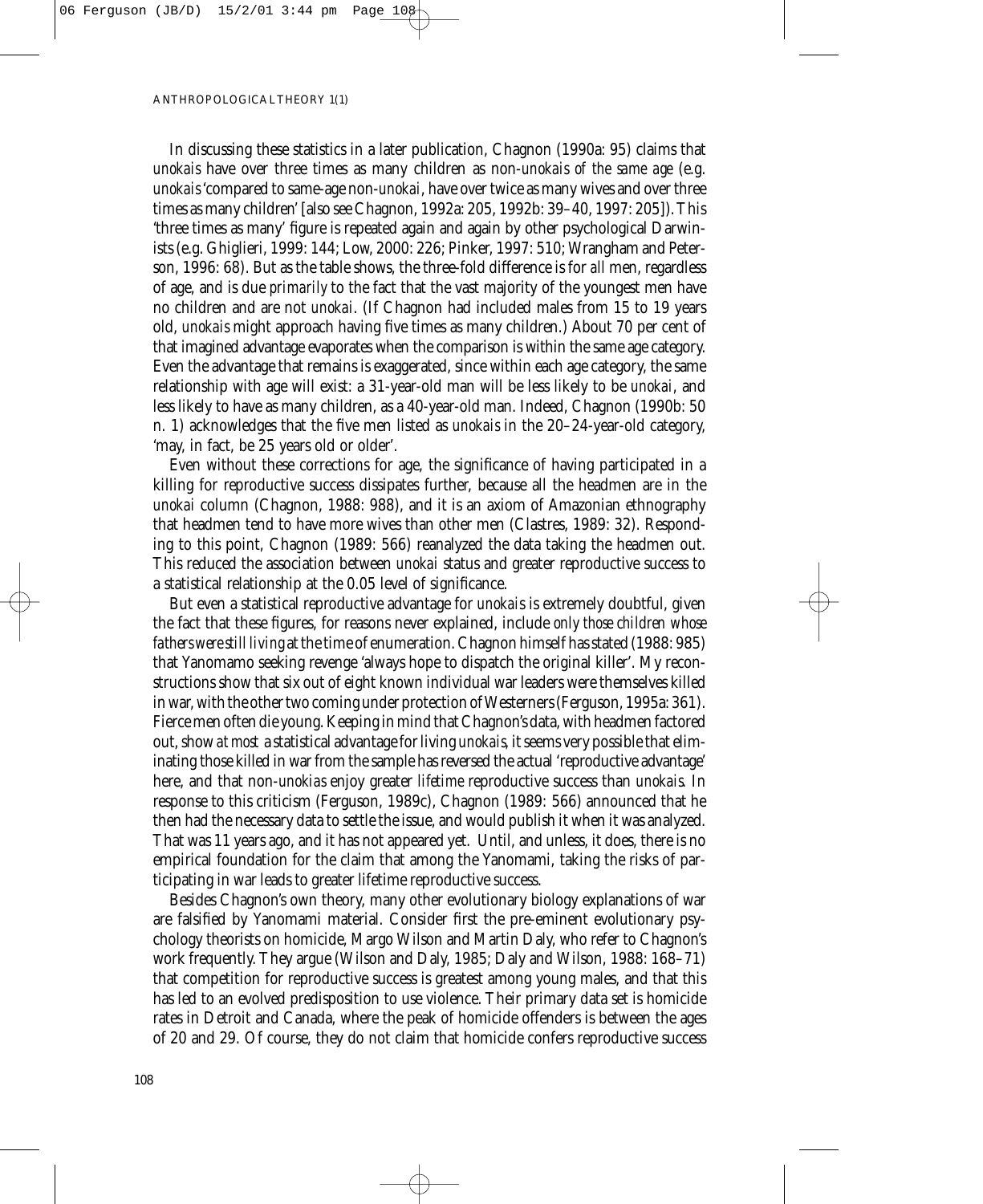In discussing these statistics in a later publication, Chagnon (1990a: 95) claims that *unokais* have over three times as many children as non-*unokais of the same age* (e.g. *unokais* 'compared to same-age non-*unokai*, have over twice as many wives and over three times as many children' [also see Chagnon, 1992a: 205, 1992b: 39–40, 1997: 205]). This 'three times as many' figure is repeated again and again by other psychological Darwinists (e.g. Ghiglieri, 1999: 144; Low, 2000: 226; Pinker, 1997: 510; Wrangham and Peterson, 1996: 68). But as the table shows, the three-fold difference is for *all* men, regardless of age, and is due *primarily* to the fact that the vast majority of the youngest men have no children and are not *unokai*. (If Chagnon had included males from 15 to 19 years old, *unokais* might approach having five times as many children.) About 70 per cent of that imagined advantage evaporates when the comparison is within the same age category. Even the advantage that remains is exaggerated, since within each age category, the same relationship with age will exist: a 31-year-old man will be less likely to be *unokai*, and less likely to have as many children, as a 40-year-old man. Indeed, Chagnon (1990b: 50 n. 1) acknowledges that the five men listed as *unokais* in the 20–24-year-old category, 'may, in fact, be 25 years old or older'.

Even without these corrections for age, the significance of having participated in a killing for reproductive success dissipates further, because all the headmen are in the *unokai* column (Chagnon, 1988: 988), and it is an axiom of Amazonian ethnography that headmen tend to have more wives than other men (Clastres, 1989: 32). Responding to this point, Chagnon (1989: 566) reanalyzed the data taking the headmen out. This reduced the association between *unokai* status and greater reproductive success to a statistical relationship at the 0.05 level of significance.

But even a statistical reproductive advantage for *unokai*s is extremely doubtful, given the fact that these figures, for reasons never explained, include *only those children whose fathers were still living* at the time of enumeration. Chagnon himself has stated (1988: 985) that Yanomamo seeking revenge 'always hope to dispatch the original killer'. My reconstructions show that six out of eight known individual war leaders were themselves killed in war, with the other two coming under protection of Westerners (Ferguson, 1995a: 361). Fierce men often die young. Keeping in mind that Chagnon's data, with headmen factored out, show *at most* a statistical advantage for living *unokais*, it seems very possible that eliminating those killed in war from the sample has reversed the actual 'reproductive advantage' here, and that non-*unokias* enjoy greater *lifetime* reproductive success than *unokais*. In response to this criticism (Ferguson, 1989c), Chagnon (1989: 566) announced that he then had the necessary data to settle the issue, and would publish it when it was analyzed. That was 11 years ago, and it has not appeared yet. Until, and unless, it does, there is no empirical foundation for the claim that among the Yanomami, taking the risks of participating in war leads to greater lifetime reproductive success.

Besides Chagnon's own theory, many other evolutionary biology explanations of war are falsified by Yanomami material. Consider first the pre-eminent evolutionary psychology theorists on homicide, Margo Wilson and Martin Daly, who refer to Chagnon's work frequently. They argue (Wilson and Daly, 1985; Daly and Wilson, 1988: 168–71) that competition for reproductive success is greatest among young males, and that this has led to an evolved predisposition to use violence. Their primary data set is homicide rates in Detroit and Canada, where the peak of homicide offenders is between the ages of 20 and 29. Of course, they do not claim that homicide confers reproductive success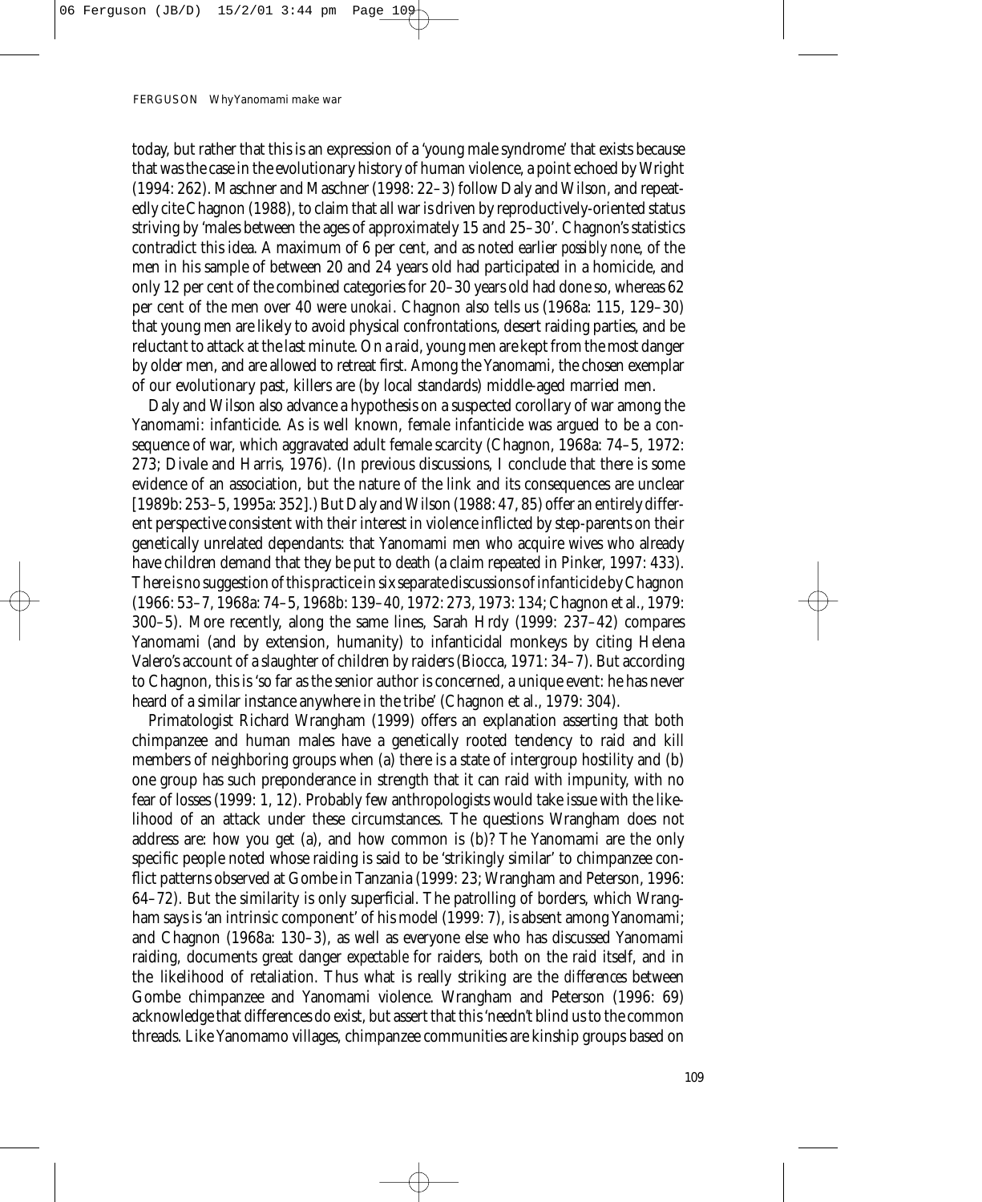today, but rather that this is an expression of a 'young male syndrome' that exists because that was the case in the evolutionary history of human violence, a point echoed by Wright (1994: 262). Maschner and Maschner (1998: 22–3) follow Daly and Wilson, and repeatedly cite Chagnon (1988), to claim that all war is driven by reproductively-oriented status striving by 'males between the ages of approximately 15 and 25–30'. Chagnon's statistics contradict this idea. A maximum of 6 per cent, and as noted earlier *possibly none*, of the men in his sample of between 20 and 24 years old had participated in a homicide, and only 12 per cent of the combined categories for 20–30 years old had done so, whereas 62 per cent of the men over 40 were *unokai*. Chagnon also tells us (1968a: 115, 129–30) that young men are likely to avoid physical confrontations, desert raiding parties, and be reluctant to attack at the last minute. On a raid, young men are kept from the most danger by older men, and are allowed to retreat first. Among the Yanomami, the chosen exemplar of our evolutionary past, killers are (by local standards) middle-aged married men.

Daly and Wilson also advance a hypothesis on a suspected corollary of war among the Yanomami: infanticide. As is well known, female infanticide was argued to be a consequence of war, which aggravated adult female scarcity (Chagnon, 1968a: 74–5, 1972: 273; Divale and Harris, 1976). (In previous discussions, I conclude that there is some evidence of an association, but the nature of the link and its consequences are unclear [1989b: 253–5, 1995a: 352].) But Daly and Wilson (1988: 47, 85) offer an entirely different perspective consistent with their interest in violence inflicted by step-parents on their genetically unrelated dependants: that Yanomami men who acquire wives who already have children demand that they be put to death (a claim repeated in Pinker, 1997: 433). There is no suggestion of this practice in six separate discussions of infanticide by Chagnon (1966: 53–7, 1968a: 74–5, 1968b: 139–40, 1972: 273, 1973: 134; Chagnon et al., 1979: 300–5). More recently, along the same lines, Sarah Hrdy (1999: 237–42) compares Yanomami (and by extension, humanity) to infanticidal monkeys by citing Helena Valero's account of a slaughter of children by raiders (Biocca, 1971: 34–7). But according to Chagnon, this is 'so far as the senior author is concerned, a unique event: he has never heard of a similar instance anywhere in the tribe' (Chagnon et al., 1979: 304).

Primatologist Richard Wrangham (1999) offers an explanation asserting that both chimpanzee and human males have a genetically rooted tendency to raid and kill members of neighboring groups when (a) there is a state of intergroup hostility and (b) one group has such preponderance in strength that it can raid with impunity, with no fear of losses (1999: 1, 12). Probably few anthropologists would take issue with the likelihood of an attack under these circumstances. The questions Wrangham does not address are: how you get (a), and how common is (b)? The Yanomami are the only specific people noted whose raiding is said to be 'strikingly similar' to chimpanzee conflict patterns observed at Gombe in Tanzania (1999: 23; Wrangham and Peterson, 1996: 64–72). But the similarity is only superficial. The patrolling of borders, which Wrangham says is 'an intrinsic component' of his model (1999: 7), is absent among Yanomami; and Chagnon (1968a: 130–3), as well as everyone else who has discussed Yanomami raiding, documents great danger *expectable* for raiders, both on the raid itself, and in the likelihood of retaliation. Thus what is really striking are the *differences* between Gombe chimpanzee and Yanomami violence. Wrangham and Peterson (1996: 69) acknowledge that differences do exist, but assert that this 'needn't blind us to the common threads. Like Yanomamo villages, chimpanzee communities are kinship groups based on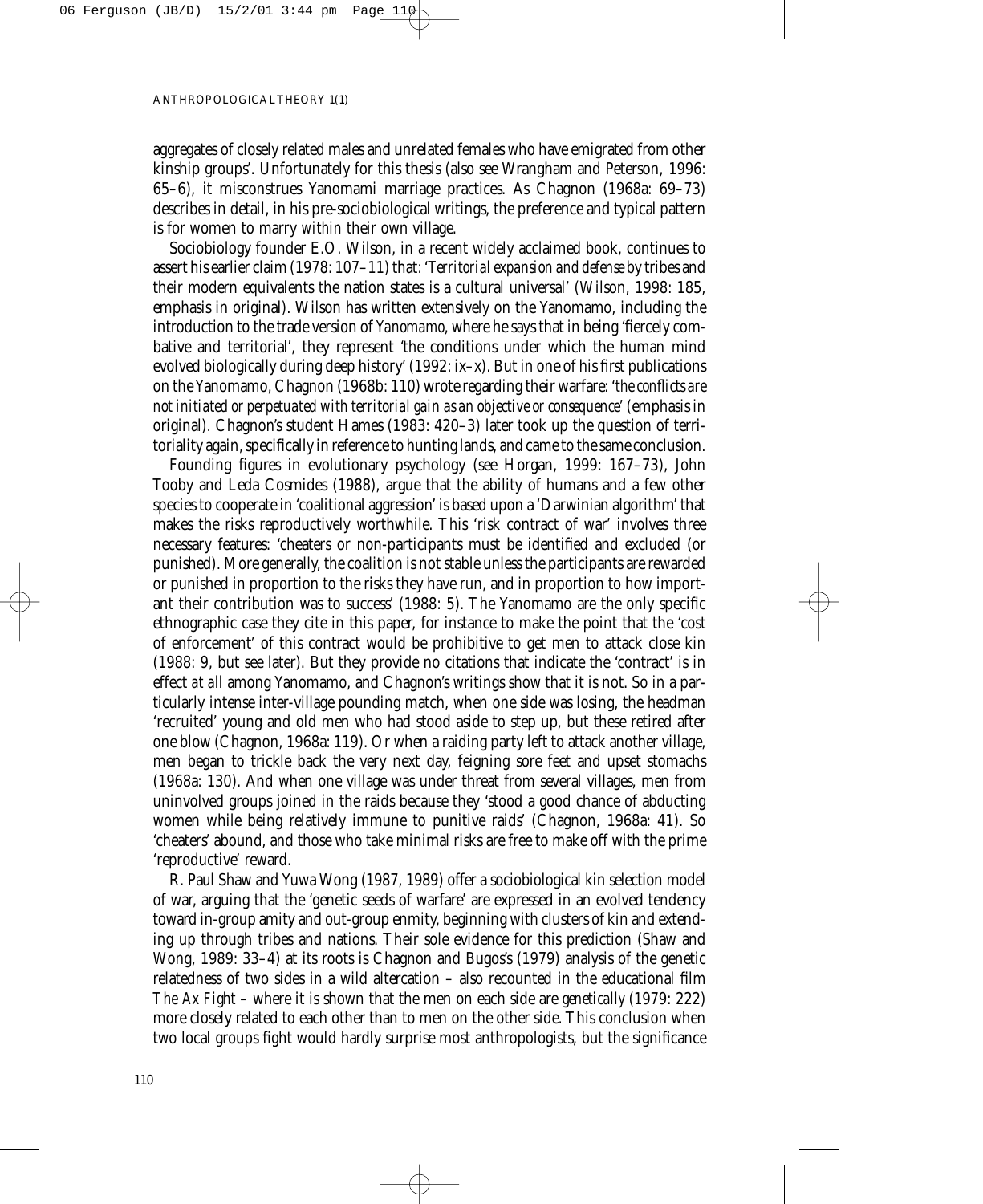aggregates of closely related males and unrelated females who have emigrated from other kinship groups'. Unfortunately for this thesis (also see Wrangham and Peterson, 1996: 65–6), it misconstrues Yanomami marriage practices. As Chagnon (1968a: 69–73) describes in detail, in his pre-sociobiological writings, the preference and typical pattern is for women to marry *within* their own village.

Sociobiology founder E.O. Wilson, in a recent widely acclaimed book, continues to assert his earlier claim (1978: 107–11) that: '*Territorial expansion and defense* by tribes and their modern equivalents the nation states is a cultural universal' (Wilson, 1998: 185, emphasis in original). Wilson has written extensively on the Yanomamo, including the introduction to the trade version of *Yanomamo*, where he says that in being 'fiercely combative and territorial', they represent 'the conditions under which the human mind evolved biologically during deep history' (1992: ix–x). But in one of his first publications on the Yanomamo, Chagnon (1968b: 110) wrote regarding their warfare: '*the conflicts are not initiated or perpetuated with territorial gain as an objective or consequence*' (emphasis in original). Chagnon's student Hames (1983: 420–3) later took up the question of territoriality again, specifically in reference to hunting lands, and came to the same conclusion.

Founding figures in evolutionary psychology (see Horgan, 1999: 167–73), John Tooby and Leda Cosmides (1988), argue that the ability of humans and a few other species to cooperate in 'coalitional aggression' is based upon a 'Darwinian algorithm' that makes the risks reproductively worthwhile. This 'risk contract of war' involves three necessary features: 'cheaters or non-participants must be identified and excluded (or punished). More generally, the coalition is not stable unless the participants are rewarded or punished in proportion to the risks they have run, and in proportion to how important their contribution was to success' (1988: 5). The Yanomamo are the only specific ethnographic case they cite in this paper, for instance to make the point that the 'cost of enforcement' of this contract would be prohibitive to get men to attack close kin (1988: 9, but see later). But they provide no citations that indicate the 'contract' is in effect *at all* among Yanomamo, and Chagnon's writings show that it is not. So in a particularly intense inter-village pounding match, when one side was losing, the headman 'recruited' young and old men who had stood aside to step up, but these retired after one blow (Chagnon, 1968a: 119). Or when a raiding party left to attack another village, men began to trickle back the very next day, feigning sore feet and upset stomachs (1968a: 130). And when one village was under threat from several villages, men from uninvolved groups joined in the raids because they 'stood a good chance of abducting women while being relatively immune to punitive raids' (Chagnon, 1968a: 41). So 'cheaters' abound, and those who take minimal risks are free to make off with the prime 'reproductive' reward.

R. Paul Shaw and Yuwa Wong (1987, 1989) offer a sociobiological kin selection model of war, arguing that the 'genetic seeds of warfare' are expressed in an evolved tendency toward in-group amity and out-group enmity, beginning with clusters of kin and extending up through tribes and nations. Their sole evidence for this prediction (Shaw and Wong, 1989: 33–4) at its roots is Chagnon and Bugos's (1979) analysis of the genetic relatedness of two sides in a wild altercation – also recounted in the educational film *The Ax Fight* – where it is shown that the men on each side are *genetically* (1979: 222) more closely related to each other than to men on the other side. This conclusion when two local groups fight would hardly surprise most anthropologists, but the significance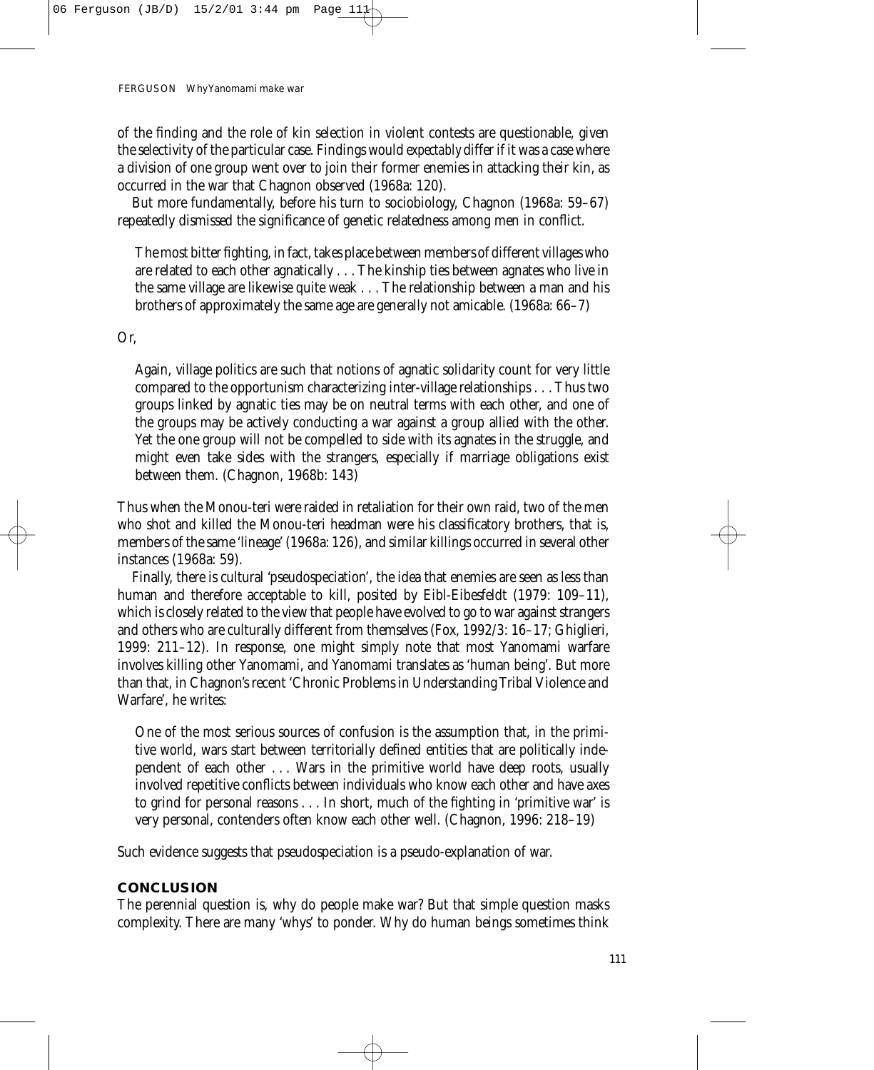of the finding and the role of kin selection in violent contests are questionable, given the selectivity of the particular case. Findings would expectably differ if it was a case where a division of one group went over to join their former enemies in attacking their kin, as occurred in the war that Chagnon observed (1968a: 120).

But more fundamentally, before his turn to sociobiology, Chagnon (1968a: 59–67) repeatedly dismissed the significance of genetic relatedness among men in conflict.

> The most bitter fighting, in fact, takes place between members of different villages who are related to each other agnatically . . . The kinship ties between agnates who live in the same village are likewise quite weak . . . The relationship between a man and his brothers of approximately the same age are generally not amicable. (1968a: 66–7)

Or,

> Again, village politics are such that notions of agnatic solidarity count for very little compared to the opportunism characterizing inter-village relationships . . . Thus two groups linked by agnatic ties may be on neutral terms with each other, and one of the groups may be actively conducting a war against a group allied with the other. Yet the one group will not be compelled to side with its agnates in the struggle, and might even take sides with the strangers, especially if marriage obligations exist between them. (Chagnon, 1968b: 143)

Thus when the Monou-teri were raided in retaliation for their own raid, two of the men who shot and killed the Monou-teri headman were his classificatory brothers, that is, members of the same 'lineage' (1968a: 126), and similar killings occurred in several other instances (1968a: 59).

Finally, there is cultural 'pseudospeciation', the idea that enemies are seen as less than human and therefore acceptable to kill, posited by Eibl-Eibesfeldt (1979: 109–11), which is closely related to the view that people have evolved to go to war against strangers and others who are culturally different from themselves (Fox, 1992/3: 16–17; Ghiglieri, 1999: 211–12). In response, one might simply note that most Yanomami warfare involves killing other Yanomami, and Yanomami translates as 'human being'. But more than that, in Chagnon's recent 'Chronic Problems in Understanding Tribal Violence and Warfare', he writes:

> One of the most serious sources of confusion is the assumption that, in the primitive world, wars start between territorially defined entities that are politically independent of each other . . . Wars in the primitive world have deep roots, usually involved repetitive conflicts between individuals who know each other and have axes to grind for personal reasons . . . In short, much of the fighting in 'primitive war' is very personal, contenders often know each other well. (Chagnon, 1996: 218–19)

Such evidence suggests that pseudospeciation is a pseudo-explanation of war.

## CONCLUSION

The perennial question is, why do people make war? But that simple question masks complexity. There are many 'whys' to ponder. Why do human beings sometimes think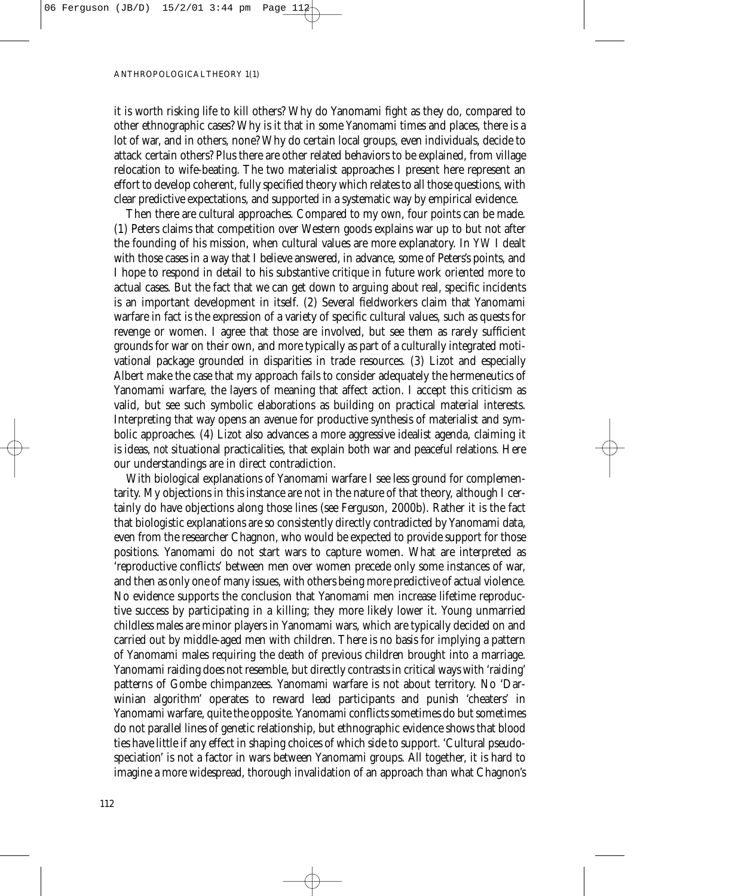it is worth risking life to kill others? Why do Yanomami fight as they do, compared to other ethnographic cases? Why is it that in some Yanomami times and places, there is a lot of war, and in others, none? Why do certain local groups, even individuals, decide to attack certain others? Plus there are other related behaviors to be explained, from village relocation to wife-beating. The two materialist approaches I present here represent an effort to develop coherent, fully specified theory which relates to all those questions, with clear predictive expectations, and supported in a systematic way by empirical evidence.

Then there are cultural approaches. Compared to my own, four points can be made. (1) Peters claims that competition over Western goods explains war up to but not after the founding of his mission, when cultural values are more explanatory. In *YW* I dealt with those cases in a way that I believe answered, in advance, some of Peters's points, and I hope to respond in detail to his substantive critique in future work oriented more to actual cases. But the fact that we can get down to arguing about real, specific incidents is an important development in itself. (2) Several fieldworkers claim that Yanomami warfare in fact is the expression of a variety of specific cultural values, such as quests for revenge or women. I agree that those are involved, but see them as rarely sufficient grounds for war on their own, and more typically as part of a culturally integrated motivational package grounded in disparities in trade resources. (3) Lizot and especially Albert make the case that my approach fails to consider adequately the hermeneutics of Yanomami warfare, the layers of meaning that affect action. I accept this criticism as valid, but see such symbolic elaborations as building on practical material interests. Interpreting that way opens an avenue for productive synthesis of materialist and symbolic approaches. (4) Lizot also advances a more aggressive idealist agenda, claiming it is ideas, *not* situational practicalities, that explain both war and peaceful relations. Here our understandings are in direct contradiction.

With biological explanations of Yanomami warfare I see less ground for complementarity. My objections in this instance are not in the nature of that theory, although I certainly do have objections along those lines (see Ferguson, 2000b). Rather it is the fact that biologistic explanations are so consistently directly contradicted by Yanomami data, even from the researcher Chagnon, who would be expected to provide support for those positions. Yanomami do not start wars to capture women. What are interpreted as 'reproductive conflicts' between men over women precede only some instances of war, and then as only one of many issues, with others being more predictive of actual violence. No evidence supports the conclusion that Yanomami men increase lifetime reproductive success by participating in a killing; they more likely lower it. Young unmarried childless males are minor players in Yanomami wars, which are typically decided on and carried out by middle-aged men with children. There is no basis for implying a pattern of Yanomami males requiring the death of previous children brought into a marriage. Yanomami raiding does not resemble, but directly contrasts in critical ways with 'raiding' patterns of Gombe chimpanzees. Yanomami warfare is not about territory. No 'Darwinian algorithm' operates to reward lead participants and punish 'cheaters' in Yanomami warfare, quite the opposite. Yanomami conflicts sometimes do but sometimes do not parallel lines of genetic relationship, but ethnographic evidence shows that blood ties have little if any effect in shaping choices of which side to support. 'Cultural pseudo-speciation' is not a factor in wars between Yanomami groups. All together, it is hard to imagine a more widespread, thorough invalidation of an approach than what Chagnon's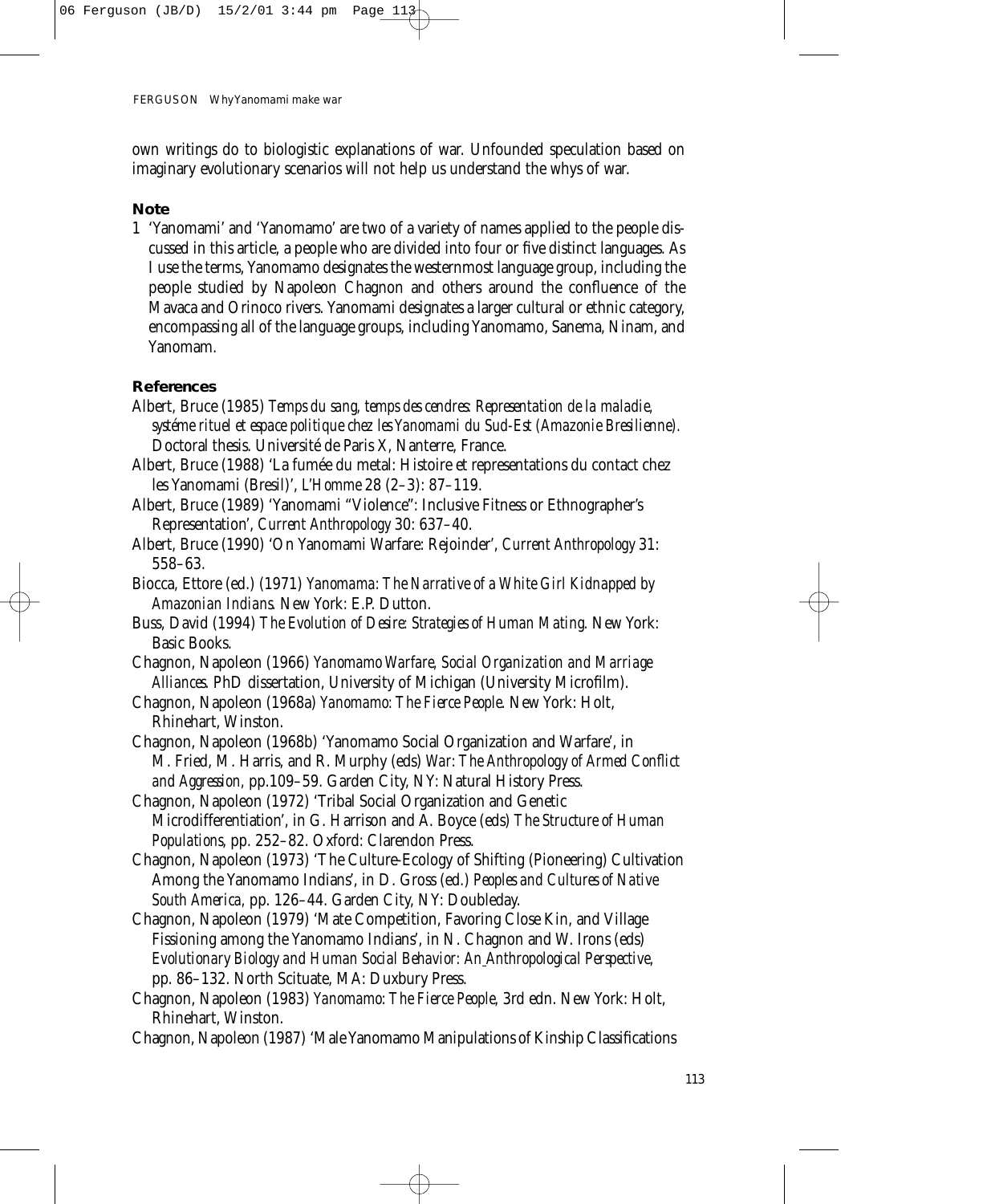own writings do to biologistic explanations of war. Unfounded speculation based on imaginary evolutionary scenarios will not help us understand the whys of war.

## Note

1 'Yanomami' and 'Yanomamo' are two of a variety of names applied to the people discussed in this article, a people who are divided into four or five distinct languages. As I use the terms, Yanomamo designates the westernmost language group, including the people studied by Napoleon Chagnon and others around the confluence of the Mavaca and Orinoco rivers. Yanomami designates a larger cultural or ethnic category, encompassing all of the language groups, including Yanomamo, Sanema, Ninam, and Yanomam.

## References

Albert, Bruce (1985) *Temps du sang, temps des cendres: Representation de la maladie, systéme rituel et espace politique chez les Yanomami du Sud-Est (Amazonie Bresilienne).* Doctoral thesis. Université de Paris X, Nanterre, France.

Albert, Bruce (1988) 'La fumée du metal: Histoire et representations du contact chez les Yanomami (Bresil)', *L'Homme* 28 (2–3): 87–119.

Albert, Bruce (1989) 'Yanomami "Violence": Inclusive Fitness or Ethnographer's Representation', *Current Anthropology* 30: 637–40.

Albert, Bruce (1990) 'On Yanomami Warfare: Rejoinder', *Current Anthropology* 31: 558–63.

Biocca, Ettore (ed.) (1971) *Yanomama: The Narrative of a White Girl Kidnapped by Amazonian Indians.* New York: E.P. Dutton.

Buss, David (1994) *The Evolution of Desire: Strategies of Human Mating.* New York: Basic Books.

Chagnon, Napoleon (1966) *Yanomamo Warfare, Social Organization and Marriage Alliances.* PhD dissertation, University of Michigan (University Microfilm).

Chagnon, Napoleon (1968a) *Yanomamo: The Fierce People.* New York: Holt, Rhinehart, Winston.

Chagnon, Napoleon (1968b) 'Yanomamo Social Organization and Warfare', in M. Fried, M. Harris, and R. Murphy (eds) *War: The Anthropology of Armed Conflict and Aggression,* pp.109–59. Garden City, NY: Natural History Press.

Chagnon, Napoleon (1972) 'Tribal Social Organization and Genetic Microdifferentiation', in G. Harrison and A. Boyce (eds) *The Structure of Human Populations,* pp. 252–82. Oxford: Clarendon Press.

Chagnon, Napoleon (1973) 'The Culture-Ecology of Shifting (Pioneering) Cultivation Among the Yanomamo Indians', in D. Gross (ed.) *Peoples and Cultures of Native South America,* pp. 126–44. Garden City, NY: Doubleday.

Chagnon, Napoleon (1979) 'Mate Competition, Favoring Close Kin, and Village Fissioning among the Yanomamo Indians', in N. Chagnon and W. Irons (eds) *Evolutionary Biology and Human Social Behavior: An Anthropological Perspective,* pp. 86–132. North Scituate, MA: Duxbury Press.

Chagnon, Napoleon (1983) *Yanomamo: The Fierce People,* 3rd edn. New York: Holt, Rhinehart, Winston.

Chagnon, Napoleon (1987) 'Male Yanomamo Manipulations of Kinship Classifications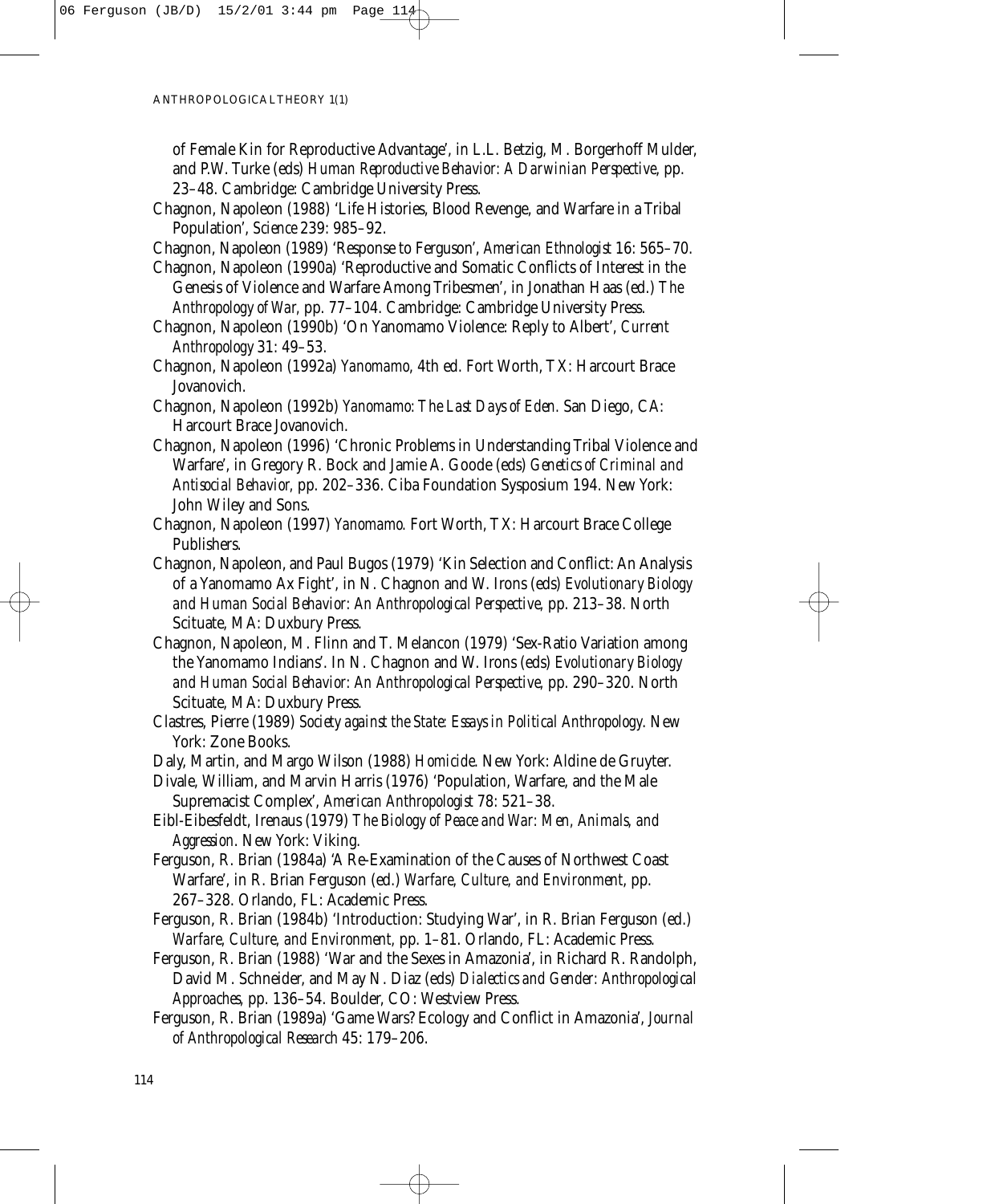of Female Kin for Reproductive Advantage', in L.L. Betzig, M. Borgerhoff Mulder, and P.W. Turke (eds) *Human Reproductive Behavior: A Darwinian Perspective*, pp. 23–48. Cambridge: Cambridge University Press.

Chagnon, Napoleon (1988) 'Life Histories, Blood Revenge, and Warfare in a Tribal Population', *Science* 239: 985–92.

Chagnon, Napoleon (1989) 'Response to Ferguson', *American Ethnologist* 16: 565–70.

Chagnon, Napoleon (1990a) 'Reproductive and Somatic Conflicts of Interest in the Genesis of Violence and Warfare Among Tribesmen', in Jonathan Haas (ed.) *The Anthropology of War*, pp. 77–104. Cambridge: Cambridge University Press.

Chagnon, Napoleon (1990b) 'On Yanomamo Violence: Reply to Albert', *Current Anthropology* 31: 49–53.

Chagnon, Napoleon (1992a) *Yanomamo*, 4th ed. Fort Worth, TX: Harcourt Brace Jovanovich.

Chagnon, Napoleon (1992b) *Yanomamo: The Last Days of Eden.* San Diego, CA: Harcourt Brace Jovanovich.

Chagnon, Napoleon (1996) 'Chronic Problems in Understanding Tribal Violence and Warfare', in Gregory R. Bock and Jamie A. Goode (eds) *Genetics of Criminal and Antisocial Behavior*, pp. 202–336. Ciba Foundation Sysposium 194. New York: John Wiley and Sons.

Chagnon, Napoleon (1997) *Yanomamo.* Fort Worth, TX: Harcourt Brace College Publishers.

Chagnon, Napoleon, and Paul Bugos (1979) 'Kin Selection and Conflict: An Analysis of a Yanomamo Ax Fight', in N. Chagnon and W. Irons (eds) *Evolutionary Biology and Human Social Behavior: An Anthropological Perspective*, pp. 213–38. North Scituate, MA: Duxbury Press.

Chagnon, Napoleon, M. Flinn and T. Melancon (1979) 'Sex-Ratio Variation among the Yanomamo Indians'. In N. Chagnon and W. Irons (eds) *Evolutionary Biology and Human Social Behavior: An Anthropological Perspective*, pp. 290–320. North Scituate, MA: Duxbury Press.

Clastres, Pierre (1989) *Society against the State: Essays in Political Anthropology*. New York: Zone Books.

Daly, Martin, and Margo Wilson (1988) *Homicide*. New York: Aldine de Gruyter.

Divale, William, and Marvin Harris (1976) 'Population, Warfare, and the Male Supremacist Complex', *American Anthropologist* 78: 521–38.

Eibl-Eibesfeldt, Irenaus (1979) *The Biology of Peace and War: Men, Animals, and Aggression*. New York: Viking.

Ferguson, R. Brian (1984a) 'A Re-Examination of the Causes of Northwest Coast Warfare', in R. Brian Ferguson (ed.) *Warfare, Culture, and Environment*, pp. 267–328. Orlando, FL: Academic Press.

Ferguson, R. Brian (1984b) 'Introduction: Studying War', in R. Brian Ferguson (ed.) *Warfare, Culture, and Environment*, pp. 1–81. Orlando, FL: Academic Press.

Ferguson, R. Brian (1988) 'War and the Sexes in Amazonia', in Richard R. Randolph, David M. Schneider, and May N. Diaz (eds) *Dialectics and Gender: Anthropological Approaches*, pp. 136–54. Boulder, CO: Westview Press.

Ferguson, R. Brian (1989a) 'Game Wars? Ecology and Conflict in Amazonia', *Journal of Anthropological Research* 45: 179–206.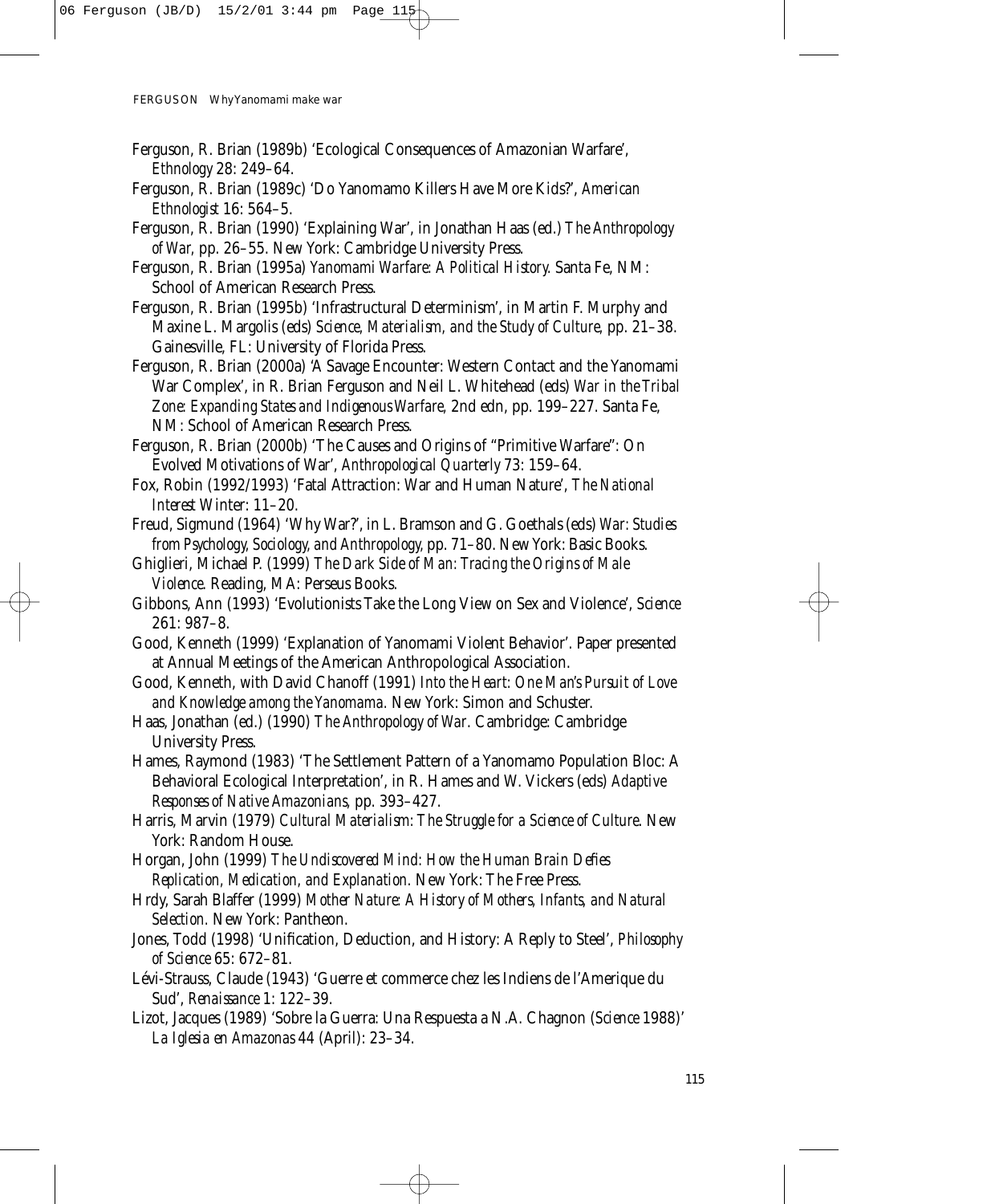Ferguson, R. Brian (1989b) 'Ecological Consequences of Amazonian Warfare', *Ethnology* 28: 249–64.

Ferguson, R. Brian (1989c) 'Do Yanomamo Killers Have More Kids?', *American Ethnologist* 16: 564–5.

Ferguson, R. Brian (1990) 'Explaining War', in Jonathan Haas (ed.) *The Anthropology of War*, pp. 26–55. New York: Cambridge University Press.

Ferguson, R. Brian (1995a) *Yanomami Warfare: A Political History.* Santa Fe, NM: School of American Research Press.

Ferguson, R. Brian (1995b) 'Infrastructural Determinism', in Martin F. Murphy and Maxine L. Margolis (eds) *Science, Materialism, and the Study of Culture*, pp. 21–38. Gainesville, FL: University of Florida Press.

Ferguson, R. Brian (2000a) 'A Savage Encounter: Western Contact and the Yanomami War Complex', in R. Brian Ferguson and Neil L. Whitehead (eds) *War in the Tribal Zone: Expanding States and Indigenous Warfare*, 2nd edn, pp. 199–227. Santa Fe, NM: School of American Research Press.

Ferguson, R. Brian (2000b) 'The Causes and Origins of "Primitive Warfare": On Evolved Motivations of War', *Anthropological Quarterly* 73: 159–64.

Fox, Robin (1992/1993) 'Fatal Attraction: War and Human Nature', *The National Interest* Winter: 11–20.

Freud, Sigmund (1964) 'Why War?', in L. Bramson and G. Goethals (eds) *War: Studies from Psychology, Sociology, and Anthropology*, pp. 71–80. New York: Basic Books.

Ghiglieri, Michael P. (1999) *The Dark Side of Man: Tracing the Origins of Male Violence.* Reading, MA: Perseus Books.

Gibbons, Ann (1993) 'Evolutionists Take the Long View on Sex and Violence', *Science* 261: 987–8.

Good, Kenneth (1999) 'Explanation of Yanomami Violent Behavior'. Paper presented at Annual Meetings of the American Anthropological Association.

Good, Kenneth, with David Chanoff (1991) *Into the Heart: One Man's Pursuit of Love and Knowledge among the Yanomama.* New York: Simon and Schuster.

Haas, Jonathan (ed.) (1990) *The Anthropology of War*. Cambridge: Cambridge University Press.

Hames, Raymond (1983) 'The Settlement Pattern of a Yanomamo Population Bloc: A Behavioral Ecological Interpretation', in R. Hames and W. Vickers (eds) *Adaptive Responses of Native Amazonians*, pp. 393–427.

Harris, Marvin (1979) *Cultural Materialism: The Struggle for a Science of Culture*. New York: Random House.

Horgan, John (1999) *The Undiscovered Mind: How the Human Brain Defies Replication, Medication, and Explanation.* New York: The Free Press.

Hrdy, Sarah Blaffer (1999) *Mother Nature: A History of Mothers, Infants, and Natural Selection.* New York: Pantheon.

Jones, Todd (1998) 'Unification, Deduction, and History: A Reply to Steel', *Philosophy of Science* 65: 672–81.

Lévi-Strauss, Claude (1943) 'Guerre et commerce chez les Indiens de l'Amerique du Sud', *Renaissance* 1: 122–39.

Lizot, Jacques (1989) 'Sobre la Guerra: Una Respuesta a N.A. Chagnon (*Science* 1988)' *La Iglesia en Amazonas* 44 (April): 23–34.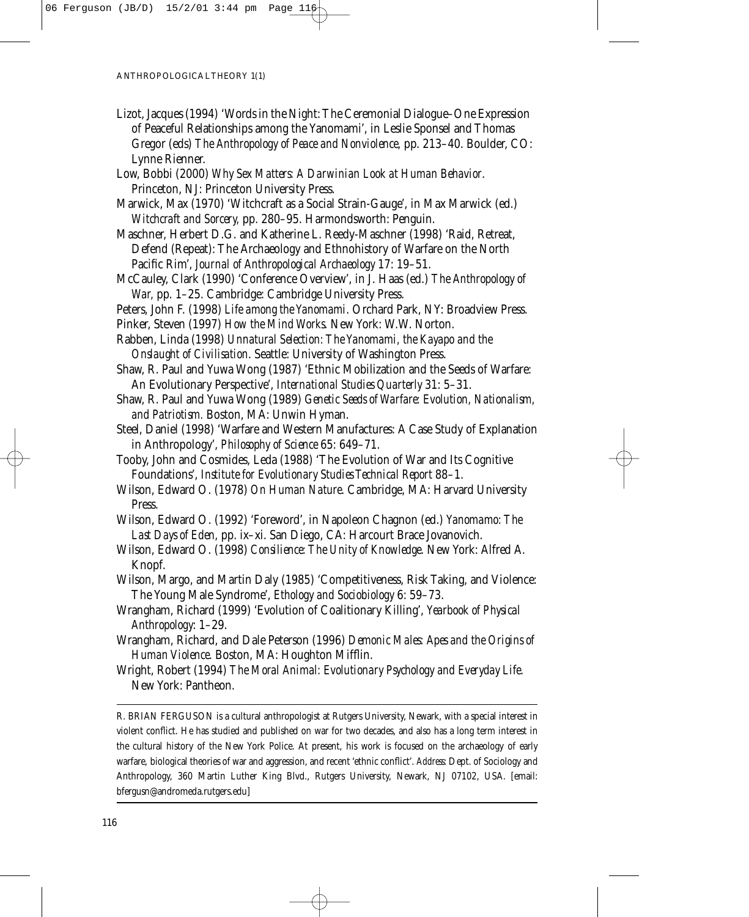Lizot, Jacques (1994) 'Words in the Night: The Ceremonial Dialogue–One Expression of Peaceful Relationships among the Yanomami', in Leslie Sponsel and Thomas Gregor (eds) *The Anthropology of Peace and Nonviolence*, pp. 213–40. Boulder, CO: Lynne Rienner.

Low, Bobbi (2000) *Why Sex Matters: A Darwinian Look at Human Behavior*. Princeton, NJ: Princeton University Press.

Marwick, Max (1970) 'Witchcraft as a Social Strain-Gauge', in Max Marwick (ed.) *Witchcraft and Sorcery*, pp. 280–95. Harmondsworth: Penguin.

Maschner, Herbert D.G. and Katherine L. Reedy-Maschner (1998) 'Raid, Retreat, Defend (Repeat): The Archaeology and Ethnohistory of Warfare on the North Pacific Rim', *Journal of Anthropological Archaeology* 17: 19–51.

McCauley, Clark (1990) 'Conference Overview', in J. Haas (ed.) *The Anthropology of War*, pp. 1–25. Cambridge: Cambridge University Press.

Peters, John F. (1998) *Life among the Yanomami*. Orchard Park, NY: Broadview Press.

Pinker, Steven (1997) *How the Mind Works*. New York: W.W. Norton.

Rabben, Linda (1998) *Unnatural Selection: The Yanomami, the Kayapo and the Onslaught of Civilisation*. Seattle: University of Washington Press.

Shaw, R. Paul and Yuwa Wong (1987) 'Ethnic Mobilization and the Seeds of Warfare: An Evolutionary Perspective', *International Studies Quarterly* 31: 5–31.

Shaw, R. Paul and Yuwa Wong (1989) *Genetic Seeds of Warfare: Evolution, Nationalism, and Patriotism*. Boston, MA: Unwin Hyman.

Steel, Daniel (1998) 'Warfare and Western Manufactures: A Case Study of Explanation in Anthropology', *Philosophy of Science* 65: 649–71.

Tooby, John and Cosmides, Leda (1988) 'The Evolution of War and Its Cognitive Foundations', *Institute for Evolutionary Studies Technical Report* 88–1.

Wilson, Edward O. (1978) *On Human Nature*. Cambridge, MA: Harvard University Press.

Wilson, Edward O. (1992) 'Foreword', in Napoleon Chagnon (ed.) *Yanomamo: The Last Days of Eden*, pp. ix–xi. San Diego, CA: Harcourt Brace Jovanovich.

Wilson, Edward O. (1998) *Consilience: The Unity of Knowledge*. New York: Alfred A. Knopf.

Wilson, Margo, and Martin Daly (1985) 'Competitiveness, Risk Taking, and Violence: The Young Male Syndrome', *Ethology and Sociobiology* 6: 59–73.

Wrangham, Richard (1999) 'Evolution of Coalitionary Killing', *Yearbook of Physical Anthropology*: 1–29.

Wrangham, Richard, and Dale Peterson (1996) *Demonic Males: Apes and the Origins of Human Violence*. Boston, MA: Houghton Mifflin.

Wright, Robert (1994) *The Moral Animal: Evolutionary Psychology and Everyday Life*. New York: Pantheon.

---

R. BRIAN FERGUSON is a cultural anthropologist at Rutgers University, Newark, with a special interest in violent conflict. He has studied and published on war for two decades, and also has a long term interest in the cultural history of the New York Police. At present, his work is focused on the archaeology of early warfare, biological theories of war and aggression, and recent 'ethnic conflict'. *Address*: Dept. of Sociology and Anthropology, 360 Martin Luther King Blvd., Rutgers University, Newark, NJ 07102, USA. [email: bfergusn@andromeda.rutgers.edu]